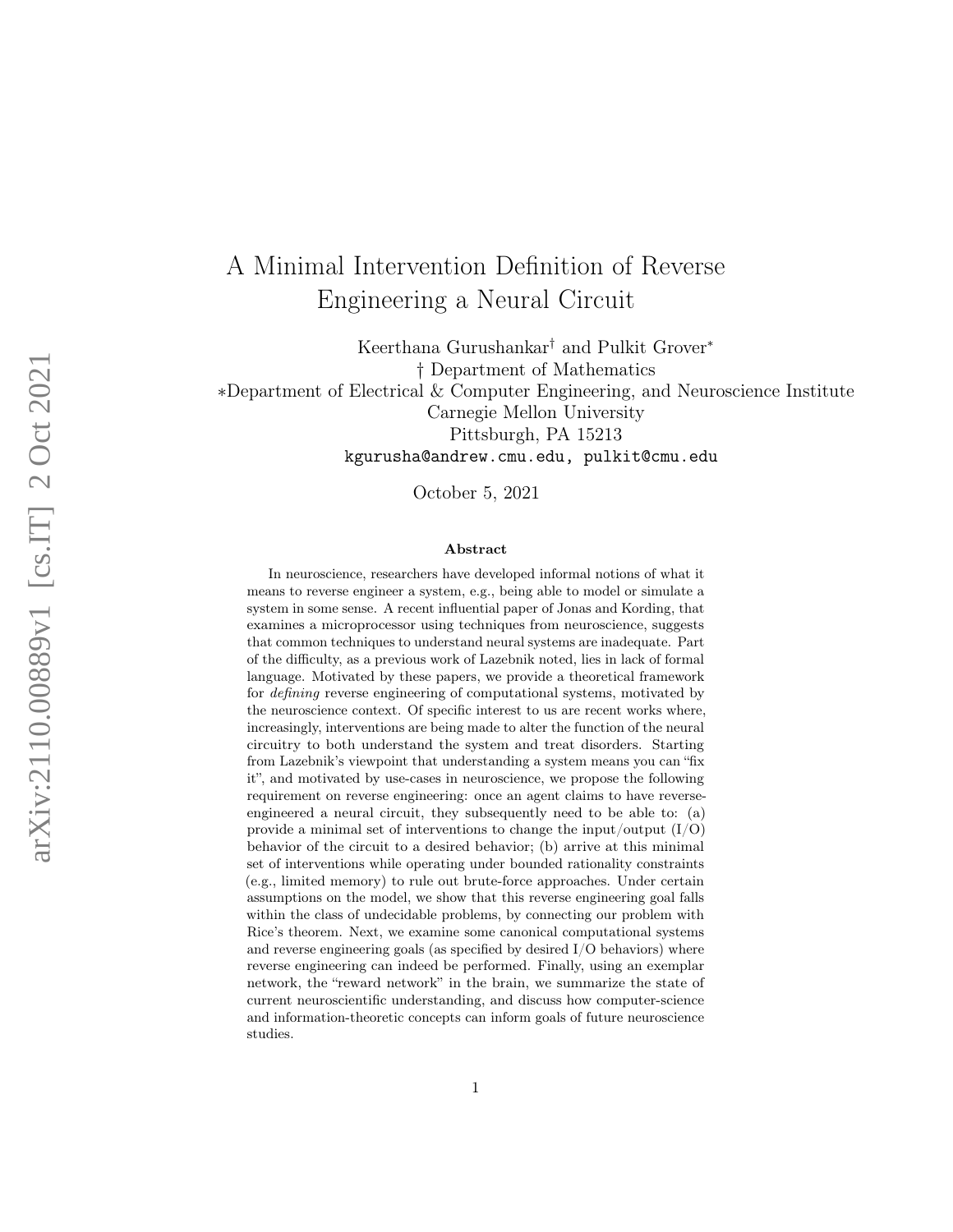# A Minimal Intervention Definition of Reverse Engineering a Neural Circuit

Keerthana Gurushankar[†] and Pulkit Grover[*]

† Department of Mathematics

*Department of Electrical & Computer Engineering, and Neuroscience Institute
Carnegie Mellon University
Pittsburgh, PA 15213

kgurusha@andrew.cmu.edu, pulkit@cmu.edu

October 5, 2021

### Abstract

In neuroscience, researchers have developed informal notions of what it means to reverse engineer a system, e.g., being able to model or simulate a system in some sense. A recent influential paper of Jonas and Kording, that examines a microprocessor using techniques from neuroscience, suggests that common techniques to understand neural systems are inadequate. Part of the difficulty, as a previous work of Lazebnik noted, lies in lack of formal language. Motivated by these papers, we provide a theoretical framework for *defining* reverse engineering of computational systems, motivated by the neuroscience context. Of specific interest to us are recent works where, increasingly, interventions are being made to alter the function of the neural circuitry to both understand the system and treat disorders. Starting from Lazebnik's viewpoint that understanding a system means you can "fix it", and motivated by use-cases in neuroscience, we propose the following requirement on reverse engineering: once an agent claims to have reverse-engineered a neural circuit, they subsequently need to be able to: (a) provide a minimal set of interventions to change the input/output (I/O) behavior of the circuit to a desired behavior; (b) arrive at this minimal set of interventions while operating under bounded rationality constraints (e.g., limited memory) to rule out brute-force approaches. Under certain assumptions on the model, we show that this reverse engineering goal falls within the class of undecidable problems, by connecting our problem with Rice's theorem. Next, we examine some canonical computational systems and reverse engineering goals (as specified by desired I/O behaviors) where reverse engineering can indeed be performed. Finally, using an exemplar network, the "reward network" in the brain, we summarize the state of current neuroscientific understanding, and discuss how computer-science and information-theoretic concepts can inform goals of future neuroscience studies.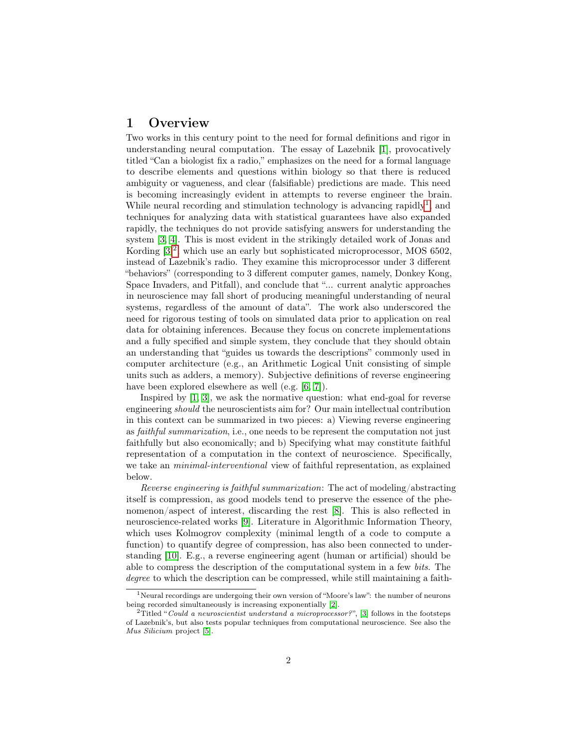# 1 Overview

Two works in this century point to the need for formal definitions and rigor in understanding neural computation. The essay of Lazebnik [1], provocatively titled "Can a biologist fix a radio," emphasizes on the need for a formal language to describe elements and questions within biology so that there is reduced ambiguity or vagueness, and clear (falsifiable) predictions are made. This need is becoming increasingly evident in attempts to reverse engineer the brain. While neural recording and stimulation technology is advancing rapidly[1], and techniques for analyzing data with statistical guarantees have also expanded rapidly, the techniques do not provide satisfying answers for understanding the system [3, 4]. This is most evident in the strikingly detailed work of Jonas and Kording [3][2] which use an early but sophisticated microprocessor, MOS 6502, instead of Lazebnik's radio. They examine this microprocessor under 3 different "behaviors" (corresponding to 3 different computer games, namely, Donkey Kong, Space Invaders, and Pitfall), and conclude that "... current analytic approaches in neuroscience may fall short of producing meaningful understanding of neural systems, regardless of the amount of data". The work also underscored the need for rigorous testing of tools on simulated data prior to application on real data for obtaining inferences. Because they focus on concrete implementations and a fully specified and simple system, they conclude that they should obtain an understanding that "guides us towards the descriptions" commonly used in computer architecture (e.g., an Arithmetic Logical Unit consisting of simple units such as adders, a memory). Subjective definitions of reverse engineering have been explored elsewhere as well (e.g. [6, 7]).

Inspired by [1, 3], we ask the normative question: what end-goal for reverse engineering *should* the neuroscientists aim for? Our main intellectual contribution in this context can be summarized in two pieces: a) Viewing reverse engineering as *faithful summarization*, i.e., one needs to be represent the computation not just faithfully but also economically; and b) Specifying what may constitute faithful representation of a computation in the context of neuroscience. Specifically, we take an *minimal-interventional* view of faithful representation, as explained below.

*Reverse engineering is faithful summarization*: The act of modeling/abstracting itself is compression, as good models tend to preserve the essence of the phenomenon/aspect of interest, discarding the rest [8]. This is also reflected in neuroscience-related works [9]. Literature in Algorithmic Information Theory, which uses Kolmogrov complexity (minimal length of a code to compute a function) to quantify degree of compression, has also been connected to understanding [10]. E.g., a reverse engineering agent (human or artificial) should be able to compress the description of the computational system in a few *bits*. The *degree* to which the description can be compressed, while still maintaining a faith-

[1] Neural recordings are undergoing their own version of "Moore's law": the number of neurons being recorded simultaneously is increasing exponentially [2].

[2] Titled "*Could a neuroscientist understand a microprocessor?*", [3] follows in the footsteps of Lazebnik's, but also tests popular techniques from computational neuroscience. See also the *Mus Silicium* project [5].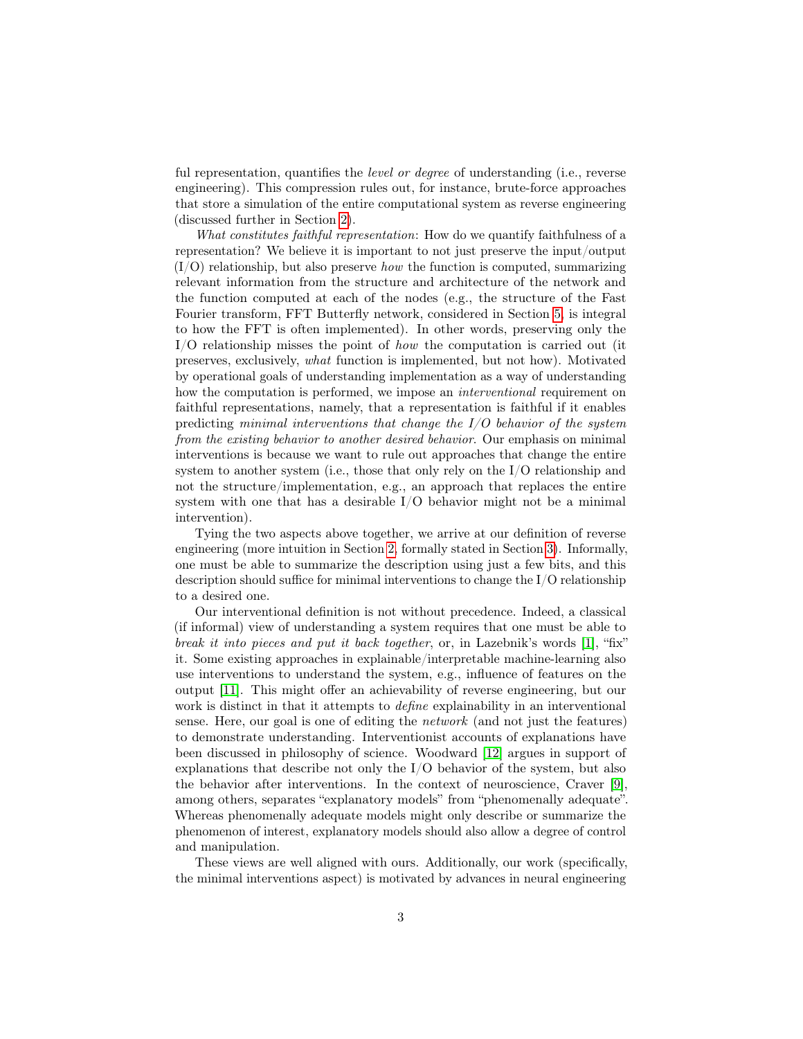ful representation, quantifies the *level or degree* of understanding (i.e., reverse engineering). This compression rules out, for instance, brute-force approaches that store a simulation of the entire computational system as reverse engineering (discussed further in Section 2).

*What constitutes faithful representation*: How do we quantify faithfulness of a representation? We believe it is important to not just preserve the input/output (I/O) relationship, but also preserve *how* the function is computed, summarizing relevant information from the structure and architecture of the network and the function computed at each of the nodes (e.g., the structure of the Fast Fourier transform, FFT Butterfly network, considered in Section 5, is integral to how the FFT is often implemented). In other words, preserving only the I/O relationship misses the point of *how* the computation is carried out (it preserves, exclusively, *what* function is implemented, but not how). Motivated by operational goals of understanding implementation as a way of understanding how the computation is performed, we impose an *interventional* requirement on faithful representations, namely, that a representation is faithful if it enables predicting *minimal interventions that change the I/O behavior of the system from the existing behavior to another desired behavior*. Our emphasis on minimal interventions is because we want to rule out approaches that change the entire system to another system (i.e., those that only rely on the I/O relationship and not the structure/implementation, e.g., an approach that replaces the entire system with one that has a desirable I/O behavior might not be a minimal intervention).

Tying the two aspects above together, we arrive at our definition of reverse engineering (more intuition in Section 2, formally stated in Section 3). Informally, one must be able to summarize the description using just a few bits, and this description should suffice for minimal interventions to change the I/O relationship to a desired one.

Our interventional definition is not without precedence. Indeed, a classical (if informal) view of understanding a system requires that one must be able to *break it into pieces and put it back together*, or, in Lazebnik's words [1], "fix" it. Some existing approaches in explainable/interpretable machine-learning also use interventions to understand the system, e.g., influence of features on the output [11]. This might offer an achievability of reverse engineering, but our work is distinct in that it attempts to *define* explainability in an interventional sense. Here, our goal is one of editing the *network* (and not just the features) to demonstrate understanding. Interventionist accounts of explanations have been discussed in philosophy of science. Woodward [12] argues in support of explanations that describe not only the I/O behavior of the system, but also the behavior after interventions. In the context of neuroscience, Craver [9], among others, separates "explanatory models" from "phenomenally adequate". Whereas phenomenally adequate models might only describe or summarize the phenomenon of interest, explanatory models should also allow a degree of control and manipulation.

These views are well aligned with ours. Additionally, our work (specifically, the minimal interventions aspect) is motivated by advances in neural engineering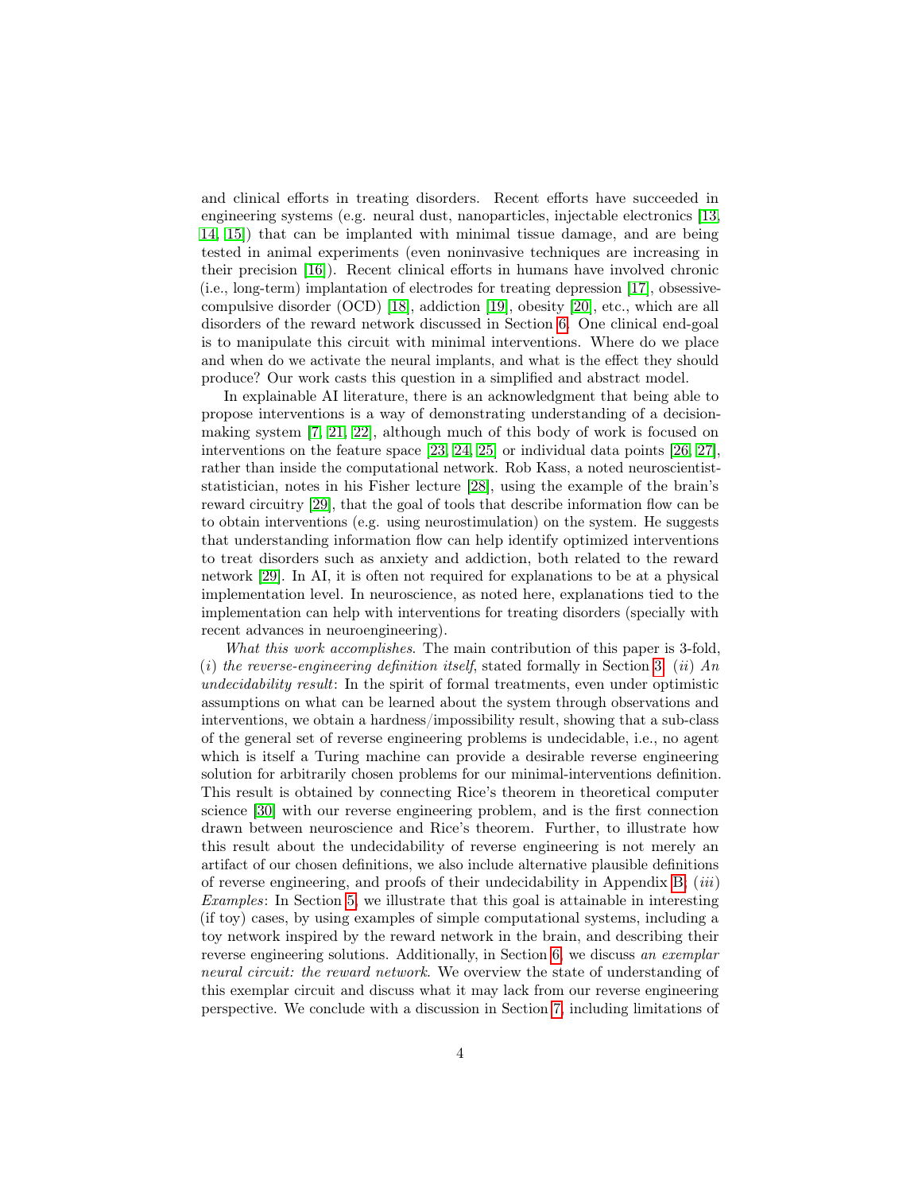and clinical efforts in treating disorders. Recent efforts have succeeded in engineering systems (e.g. neural dust, nanoparticles, injectable electronics [13, 14, 15]) that can be implanted with minimal tissue damage, and are being tested in animal experiments (even noninvasive techniques are increasing in their precision [16]). Recent clinical efforts in humans have involved chronic (i.e., long-term) implantation of electrodes for treating depression [17], obsessive-compulsive disorder (OCD) [18], addiction [19], obesity [20], etc., which are all disorders of the reward network discussed in Section 6. One clinical end-goal is to manipulate this circuit with minimal interventions. Where do we place and when do we activate the neural implants, and what is the effect they should produce? Our work casts this question in a simplified and abstract model.

In explainable AI literature, there is an acknowledgment that being able to propose interventions is a way of demonstrating understanding of a decision-making system [7, 21, 22], although much of this body of work is focused on interventions on the feature space [23, 24, 25] or individual data points [26, 27], rather than inside the computational network. Rob Kass, a noted neuroscientist-statistician, notes in his Fisher lecture [28], using the example of the brain's reward circuitry [29], that the goal of tools that describe information flow can be to obtain interventions (e.g. using neurostimulation) on the system. He suggests that understanding information flow can help identify optimized interventions to treat disorders such as anxiety and addiction, both related to the reward network [29]. In AI, it is often not required for explanations to be at a physical implementation level. In neuroscience, as noted here, explanations tied to the implementation can help with interventions for treating disorders (specially with recent advances in neuroengineering).

*What this work accomplishes.* The main contribution of this paper is 3-fold, ($i$) *the reverse-engineering definition itself*, stated formally in Section 3. ($ii$) *An undecidability result*: In the spirit of formal treatments, even under optimistic assumptions on what can be learned about the system through observations and interventions, we obtain a hardness/impossibility result, showing that a sub-class of the general set of reverse engineering problems is undecidable, i.e., no agent which is itself a Turing machine can provide a desirable reverse engineering solution for arbitrarily chosen problems for our minimal-interventions definition. This result is obtained by connecting Rice's theorem in theoretical computer science [30] with our reverse engineering problem, and is the first connection drawn between neuroscience and Rice's theorem. Further, to illustrate how this result about the undecidability of reverse engineering is not merely an artifact of our chosen definitions, we also include alternative plausible definitions of reverse engineering, and proofs of their undecidability in Appendix B. ($iii$) *Examples*: In Section 5, we illustrate that this goal is attainable in interesting (if toy) cases, by using examples of simple computational systems, including a toy network inspired by the reward network in the brain, and describing their reverse engineering solutions. Additionally, in Section 6, we discuss *an exemplar neural circuit: the reward network*. We overview the state of understanding of this exemplar circuit and discuss what it may lack from our reverse engineering perspective. We conclude with a discussion in Section 7, including limitations of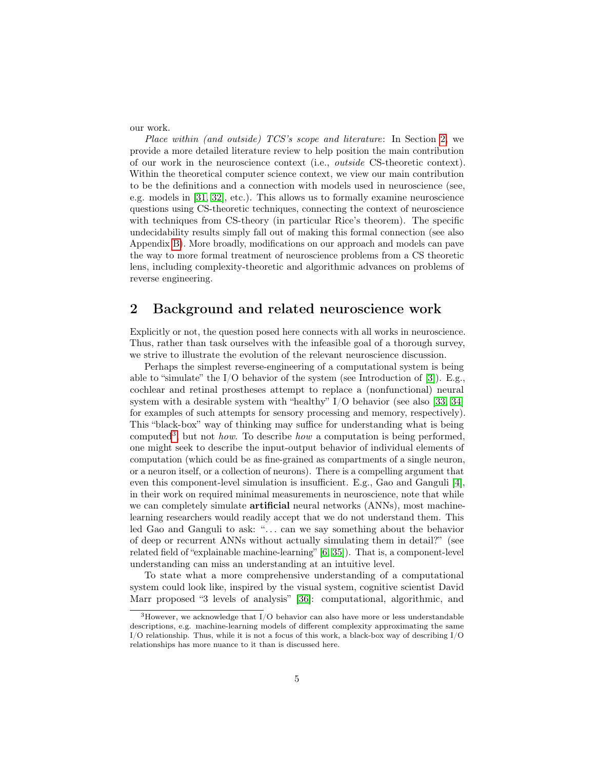our work.

*Place within (and outside) TCS's scope and literature*: In Section 2, we provide a more detailed literature review to help position the main contribution of our work in the neuroscience context (i.e., *outside* CS-theoretic context). Within the theoretical computer science context, we view our main contribution to be the definitions and a connection with models used in neuroscience (see, e.g. models in [31, 32], etc.). This allows us to formally examine neuroscience questions using CS-theoretic techniques, connecting the context of neuroscience with techniques from CS-theory (in particular Rice's theorem). The specific undecidability results simply fall out of making this formal connection (see also Appendix B). More broadly, modifications on our approach and models can pave the way to more formal treatment of neuroscience problems from a CS theoretic lens, including complexity-theoretic and algorithmic advances on problems of reverse engineering.

## 2 Background and related neuroscience work

Explicitly or not, the question posed here connects with all works in neuroscience. Thus, rather than task ourselves with the infeasible goal of a thorough survey, we strive to illustrate the evolution of the relevant neuroscience discussion.

Perhaps the simplest reverse-engineering of a computational system is being able to "simulate" the I/O behavior of the system (see Introduction of [3]). E.g., cochlear and retinal prostheses attempt to replace a (nonfunctional) neural system with a desirable system with "healthy" I/O behavior (see also [33, 34] for examples of such attempts for sensory processing and memory, respectively). This "black-box" way of thinking may suffice for understanding what is being computed[3], but not *how*. To describe *how* a computation is being performed, one might seek to describe the input-output behavior of individual elements of computation (which could be as fine-grained as compartments of a single neuron, or a neuron itself, or a collection of neurons). There is a compelling argument that even this component-level simulation is insufficient. E.g., Gao and Ganguli [4], in their work on required minimal measurements in neuroscience, note that while we can completely simulate **artificial** neural networks (ANNs), most machine-learning researchers would readily accept that we do not understand them. This led Gao and Ganguli to ask: "... can we say something about the behavior of deep or recurrent ANNs without actually simulating them in detail?" (see related field of "explainable machine-learning" [6, 35]). That is, a component-level understanding can miss an understanding at an intuitive level.

To state what a more comprehensive understanding of a computational system could look like, inspired by the visual system, cognitive scientist David Marr proposed "3 levels of analysis" [36]: computational, algorithmic, and

[3] However, we acknowledge that I/O behavior can also have more or less understandable descriptions, e.g. machine-learning models of different complexity approximating the same I/O relationship. Thus, while it is not a focus of this work, a black-box way of describing I/O relationships has more nuance to it than is discussed here.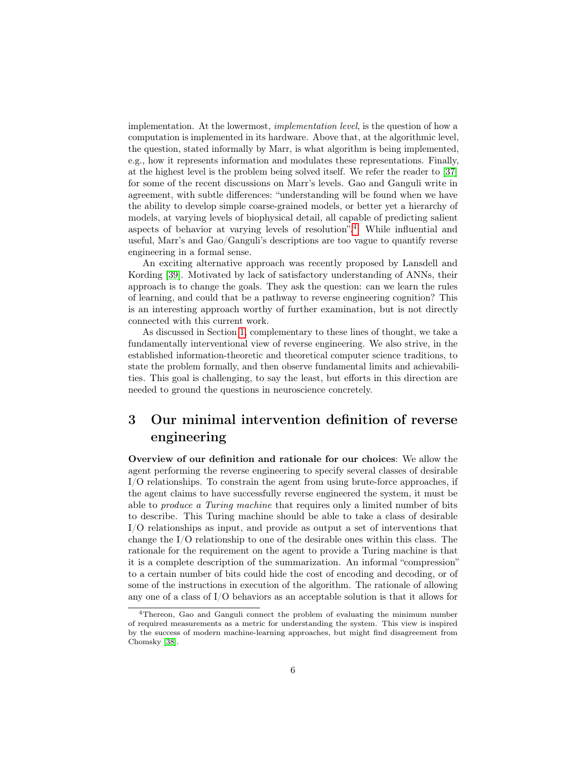implementation. At the lowermost, *implementation level*, is the question of how a computation is implemented in its hardware. Above that, at the algorithmic level, the question, stated informally by Marr, is what algorithm is being implemented, e.g., how it represents information and modulates these representations. Finally, at the highest level is the problem being solved itself. We refer the reader to [37] for some of the recent discussions on Marr's levels. Gao and Ganguli write in agreement, with subtle differences: "understanding will be found when we have the ability to develop simple coarse-grained models, or better yet a hierarchy of models, at varying levels of biophysical detail, all capable of predicting salient aspects of behavior at varying levels of resolution".[4] While influential and useful, Marr's and Gao/Ganguli's descriptions are too vague to quantify reverse engineering in a formal sense.

An exciting alternative approach was recently proposed by Lansdell and Kording [39]. Motivated by lack of satisfactory understanding of ANNs, their approach is to change the goals. They ask the question: can we learn the rules of learning, and could that be a pathway to reverse engineering cognition? This is an interesting approach worthy of further examination, but is not directly connected with this current work.

As discussed in Section 1, complementary to these lines of thought, we take a fundamentally interventional view of reverse engineering. We also strive, in the established information-theoretic and theoretical computer science traditions, to state the problem formally, and then observe fundamental limits and achievabilities. This goal is challenging, to say the least, but efforts in this direction are needed to ground the questions in neuroscience concretely.

## 3 Our minimal intervention definition of reverse engineering

**Overview of our definition and rationale for our choices**: We allow the agent performing the reverse engineering to specify several classes of desirable I/O relationships. To constrain the agent from using brute-force approaches, if the agent claims to have successfully reverse engineered the system, it must be able to *produce a Turing machine* that requires only a limited number of bits to describe. This Turing machine should be able to take a class of desirable I/O relationships as input, and provide as output a set of interventions that change the I/O relationship to one of the desirable ones within this class. The rationale for the requirement on the agent to provide a Turing machine is that it is a complete description of the summarization. An informal "compression" to a certain number of bits could hide the cost of encoding and decoding, or of some of the instructions in execution of the algorithm. The rationale of allowing any one of a class of I/O behaviors as an acceptable solution is that it allows for

[4] Thereon, Gao and Ganguli connect the problem of evaluating the minimum number of required measurements as a metric for understanding the system. This view is inspired by the success of modern machine-learning approaches, but might find disagreement from Chomsky [38].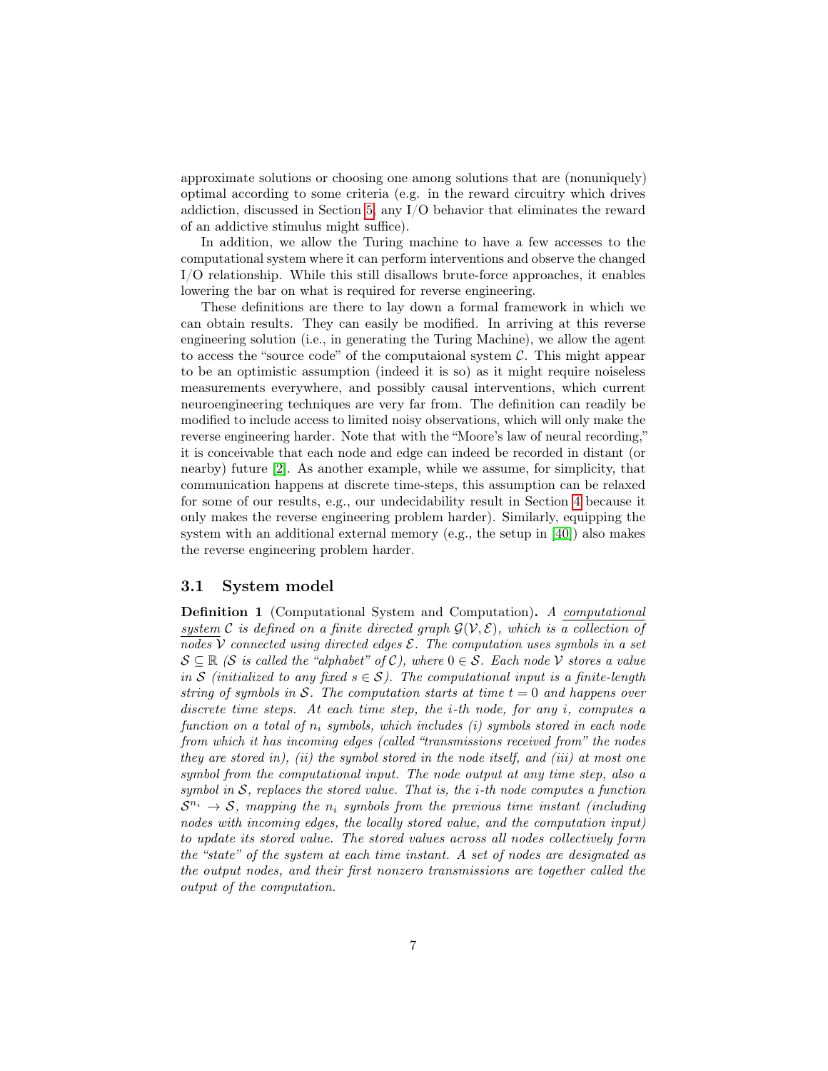approximate solutions or choosing one among solutions that are (nonuniquely) optimal according to some criteria (e.g. in the reward circuitry which drives addiction, discussed in Section 5, any I/O behavior that eliminates the reward of an addictive stimulus might suffice).

In addition, we allow the Turing machine to have a few accesses to the computational system where it can perform interventions and observe the changed I/O relationship. While this still disallows brute-force approaches, it enables lowering the bar on what is required for reverse engineering.

These definitions are there to lay down a formal framework in which we can obtain results. They can easily be modified. In arriving at this reverse engineering solution (i.e., in generating the Turing Machine), we allow the agent to access the "source code" of the computaional system $\mathcal{C}$. This might appear to be an optimistic assumption (indeed it is so) as it might require noiseless measurements everywhere, and possibly causal interventions, which current neuroengineering techniques are very far from. The definition can readily be modified to include access to limited noisy observations, which will only make the reverse engineering harder. Note that with the "Moore's law of neural recording," it is conceivable that each node and edge can indeed be recorded in distant (or nearby) future [2]. As another example, while we assume, for simplicity, that communication happens at discrete time-steps, this assumption can be relaxed for some of our results, e.g., our undecidability result in Section 4 because it only makes the reverse engineering problem harder). Similarly, equipping the system with an additional external memory (e.g., the setup in [40]) also makes the reverse engineering problem harder.

### 3.1 System model

**Definition 1** (Computational System and Computation)**.** *A computational system $\mathcal{C}$ is defined on a finite directed graph $\mathcal{G}(\mathcal{V}, \mathcal{E})$, which is a collection of nodes $\mathcal{V}$ connected using directed edges $\mathcal{E}$. The computation uses symbols in a set $\mathcal{S} \subseteq \mathbb{R}$ ($\mathcal{S}$ is called the "alphabet" of $\mathcal{C}$), where $0 \in \mathcal{S}$. Each node $\mathcal{V}$ stores a value in $\mathcal{S}$ (initialized to any fixed $s \in \mathcal{S}$). The computational input is a finite-length string of symbols in $\mathcal{S}$. The computation starts at time $t = 0$ and happens over discrete time steps. At each time step, the $i$-th node, for any $i$, computes a function on a total of $n_i$ symbols, which includes (i) symbols stored in each node from which it has incoming edges (called "transmissions received from" the nodes they are stored in), (ii) the symbol stored in the node itself, and (iii) at most one symbol from the computational input. The node output at any time step, also a symbol in $\mathcal{S}$, replaces the stored value. That is, the $i$-th node computes a function $\mathcal{S}^{n_i} \rightarrow \mathcal{S}$, mapping the $n_i$ symbols from the previous time instant (including nodes with incoming edges, the locally stored value, and the computation input) to update its stored value. The stored values across all nodes collectively form the "state" of the system at each time instant. A set of nodes are designated as the output nodes, and their first nonzero transmissions are together called the output of the computation.*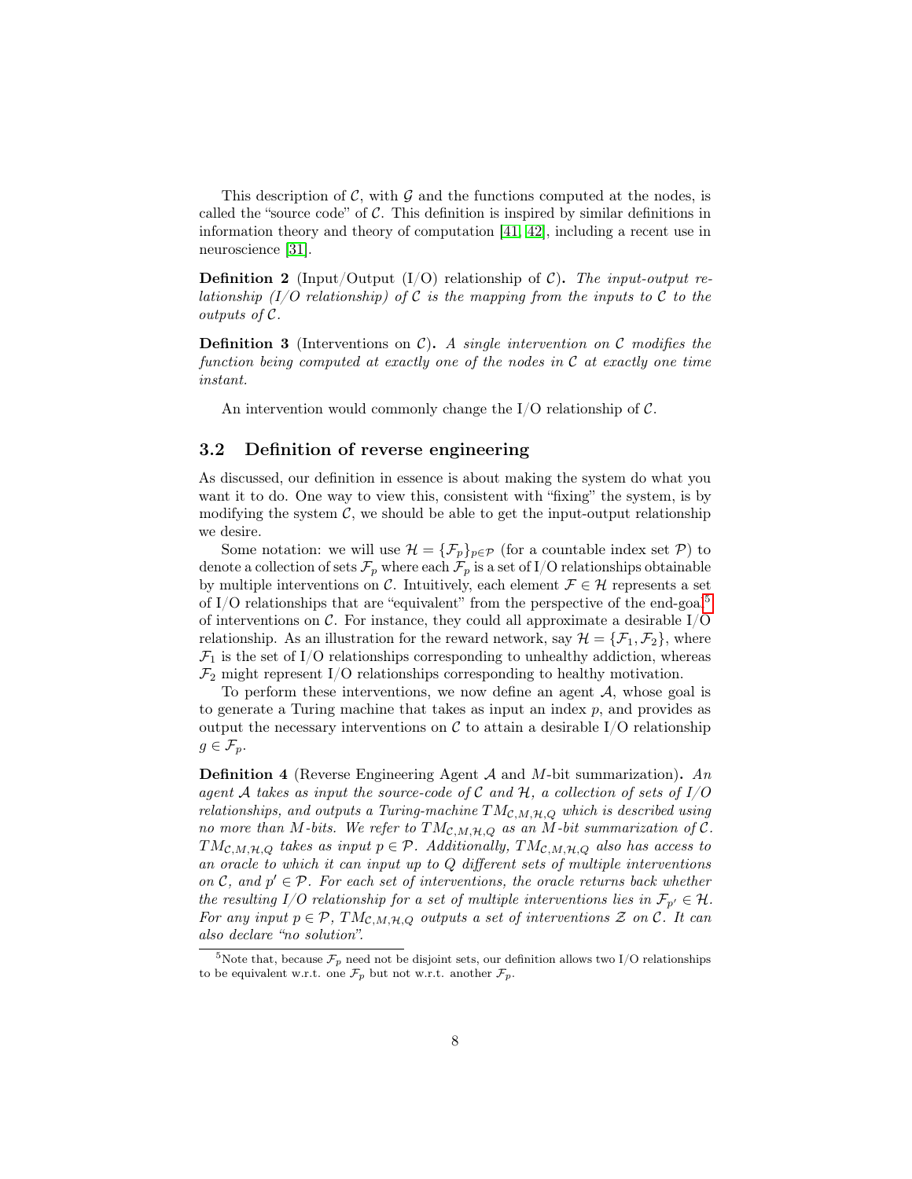This description of $\mathcal{C}$, with $\mathcal{G}$ and the functions computed at the nodes, is called the "source code" of $\mathcal{C}$. This definition is inspired by similar definitions in information theory and theory of computation [41, 42], including a recent use in neuroscience [31].

**Definition 2** (Input/Output (I/O) relationship of $\mathcal{C}$)**.** *The input-output relationship (I/O relationship) of $\mathcal{C}$ is the mapping from the inputs to $\mathcal{C}$ to the outputs of $\mathcal{C}$.*

**Definition 3** (Interventions on $\mathcal{C}$)**.** *A single intervention on $\mathcal{C}$ modifies the function being computed at exactly one of the nodes in $\mathcal{C}$ at exactly one time instant.*

An intervention would commonly change the I/O relationship of $\mathcal{C}$.

### 3.2 Definition of reverse engineering

As discussed, our definition in essence is about making the system do what you want it to do. One way to view this, consistent with "fixing" the system, is by modifying the system $\mathcal{C}$, we should be able to get the input-output relationship we desire.

Some notation: we will use $\mathcal{H} = \{\mathcal{F}_p\}_{p \in \mathcal{P}}$ (for a countable index set $\mathcal{P}$) to denote a collection of sets $\mathcal{F}_p$ where each $\mathcal{F}_p$ is a set of I/O relationships obtainable by multiple interventions on $\mathcal{C}$. Intuitively, each element $\mathcal{F} \in \mathcal{H}$ represents a set of I/O relationships that are "equivalent" from the perspective of the end-goal[5] of interventions on $\mathcal{C}$. For instance, they could all approximate a desirable I/O relationship. As an illustration for the reward network, say $\mathcal{H} = \{\mathcal{F}_1, \mathcal{F}_2\}$, where $\mathcal{F}_1$ is the set of I/O relationships corresponding to unhealthy addiction, whereas $\mathcal{F}_2$ might represent I/O relationships corresponding to healthy motivation.

To perform these interventions, we now define an agent $\mathcal{A}$, whose goal is to generate a Turing machine that takes as input an index $p$, and provides as output the necessary interventions on $\mathcal{C}$ to attain a desirable I/O relationship $g \in \mathcal{F}_p$.

**Definition 4** (Reverse Engineering Agent $\mathcal{A}$ and $M$-bit summarization)**.** *An agent $\mathcal{A}$ takes as input the source-code of $\mathcal{C}$ and $\mathcal{H}$, a collection of sets of I/O relationships, and outputs a Turing-machine $TM_{\mathcal{C},M,\mathcal{H},Q}$ which is described using no more than $M$-bits. We refer to $TM_{\mathcal{C},M,\mathcal{H},Q}$ as an $M$-bit summarization of $\mathcal{C}$. $TM_{\mathcal{C},M,\mathcal{H},Q}$ takes as input $p \in \mathcal{P}$. Additionally, $TM_{\mathcal{C},M,\mathcal{H},Q}$ also has access to an oracle to which it can input up to $Q$ different sets of multiple interventions on $\mathcal{C}$, and $p' \in \mathcal{P}$. For each set of interventions, the oracle returns back whether the resulting I/O relationship for a set of multiple interventions lies in $\mathcal{F}_{p'} \in \mathcal{H}$. For any input $p \in \mathcal{P}$, $TM_{\mathcal{C},M,\mathcal{H},Q}$ outputs a set of interventions $\mathcal{Z}$ on $\mathcal{C}$. It can also declare "no solution".*

[5] Note that, because $\mathcal{F}_p$ need not be disjoint sets, our definition allows two I/O relationships to be equivalent w.r.t. one $\mathcal{F}_p$ but not w.r.t. another $\mathcal{F}_p$.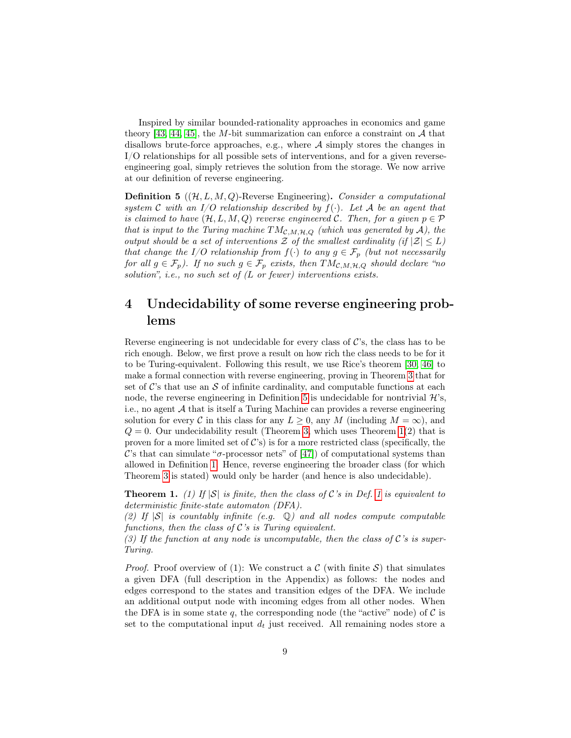Inspired by similar bounded-rationality approaches in economics and game theory [43, 44, 45], the $M$-bit summarization can enforce a constraint on $\mathcal{A}$ that disallows brute-force approaches, e.g., where $\mathcal{A}$ simply stores the changes in I/O relationships for all possible sets of interventions, and for a given reverse-engineering goal, simply retrieves the solution from the storage. We now arrive at our definition of reverse engineering.

**Definition 5** (($\mathcal{H}, L, M, Q$)-Reverse Engineering)**.** *Consider a computational system $\mathcal{C}$ with an I/O relationship described by $f(\cdot)$. Let $\mathcal{A}$ be an agent that is claimed to have $(\mathcal{H}, L, M, Q)$ reverse engineered $\mathcal{C}$. Then, for a given $p \in \mathcal{P}$ that is input to the Turing machine $TM_{\mathcal{C},M,\mathcal{H},Q}$ (which was generated by $\mathcal{A}$), the output should be a set of interventions $\mathcal{Z}$ of the smallest cardinality (if $|\mathcal{Z}| \leq L$) that change the I/O relationship from $f(\cdot)$ to any $g \in \mathcal{F}_p$ (but not necessarily for all $g \in \mathcal{F}_p$). If no such $g \in \mathcal{F}_p$ exists, then $TM_{\mathcal{C},M,\mathcal{H},Q}$ should declare "no solution", i.e., no such set of ($L$ or fewer) interventions exists.*

# 4 Undecidability of some reverse engineering problems

Reverse engineering is not undecidable for every class of $\mathcal{C}$'s, the class has to be rich enough. Below, we first prove a result on how rich the class needs to be for it to be Turing-equivalent. Following this result, we use Rice's theorem [30, 46] to make a formal connection with reverse engineering, proving in Theorem 3 that for set of $\mathcal{C}$'s that use an $\mathcal{S}$ of infinite cardinality, and computable functions at each node, the reverse engineering in Definition 5 is undecidable for nontrivial $\mathcal{H}$'s, i.e., no agent $\mathcal{A}$ that is itself a Turing Machine can provides a reverse engineering solution for every $\mathcal{C}$ in this class for any $L \geq 0$, any $M$ (including $M = \infty$), and $Q = 0$. Our undecidability result (Theorem 3, which uses Theorem 1(2) that is proven for a more limited set of $\mathcal{C}$'s) is for a more restricted class (specifically, the $\mathcal{C}$'s that can simulate "$\sigma$-processor nets" of [47]) of computational systems than allowed in Definition 1. Hence, reverse engineering the broader class (for which Theorem 3 is stated) would only be harder (and hence is also undecidable).

**Theorem 1.** *(1) If $|\mathcal{S}|$ is finite, then the class of $\mathcal{C}$'s in Def. 1 is equivalent to deterministic finite-state automaton (DFA).*
*(2) If $|\mathcal{S}|$ is countably infinite (e.g. $\mathbb{Q}$) and all nodes compute computable functions, then the class of $\mathcal{C}$'s is Turing equivalent.*
*(3) If the function at any node is uncomputable, then the class of $\mathcal{C}$'s is super-Turing.*

*Proof.* Proof overview of (1): We construct a $\mathcal{C}$ (with finite $\mathcal{S}$) that simulates a given DFA (full description in the Appendix) as follows: the nodes and edges correspond to the states and transition edges of the DFA. We include an additional output node with incoming edges from all other nodes. When the DFA is in some state $q$, the corresponding node (the "active" node) of $\mathcal{C}$ is set to the computational input $d_t$ just received. All remaining nodes store a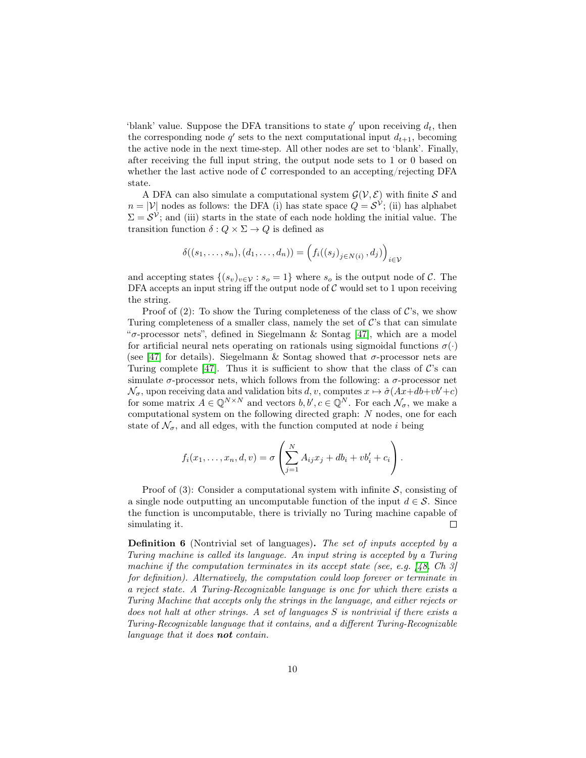'blank' value. Suppose the DFA transitions to state $q'$ upon receiving $d_t$, then the corresponding node $q'$ sets to the next computational input $d_{t+1}$, becoming the active node in the next time-step. All other nodes are set to 'blank'. Finally, after receiving the full input string, the output node sets to 1 or 0 based on whether the last active node of $\mathcal{C}$ corresponded to an accepting/rejecting DFA state.

A DFA can also simulate a computational system $\mathcal{G}(\mathcal{V}, \mathcal{E})$ with finite $\mathcal{S}$ and $n = |\mathcal{V}|$ nodes as follows: the DFA (i) has state space $Q = \mathcal{S}^{\mathcal{V}}$; (ii) has alphabet $\Sigma = \mathcal{S}^{\mathcal{V}}$; and (iii) starts in the state of each node holding the initial value. The transition function $\delta : Q \times \Sigma \to Q$ is defined as

$$\delta((s_1, \ldots, s_n), (d_1, \ldots, d_n)) = \left( f_i((s_j)_{j \in N(i)}, d_j) \right)_{i \in \mathcal{V}}$$

and accepting states $\{(s_v)_{v \in \mathcal{V}} : s_o = 1\}$ where $s_o$ is the output node of $\mathcal{C}$. The DFA accepts an input string iff the output node of $\mathcal{C}$ would set to 1 upon receiving the string.

Proof of (2): To show the Turing completeness of the class of $\mathcal{C}$'s, we show Turing completeness of a smaller class, namely the set of $\mathcal{C}$'s that can simulate "$\sigma$-processor nets", defined in Siegelmann & Sontag [47], which are a model for artificial neural nets operating on rationals using sigmoidal functions $\sigma(\cdot)$ (see [47] for details). Siegelmann & Sontag showed that $\sigma$-processor nets are Turing complete [47]. Thus it is sufficient to show that the class of $\mathcal{C}$'s can simulate $\sigma$-processor nets, which follows from the following: a $\sigma$-processor net $\mathcal{N}_\sigma$, upon receiving data and validation bits $d, v$, computes $x \mapsto \hat{\sigma}(Ax + db + vb' + c)$ for some matrix $A \in \mathbb{Q}^{N \times N}$ and vectors $b, b', c \in \mathbb{Q}^N$. For each $\mathcal{N}_\sigma$, we make a computational system on the following directed graph: $N$ nodes, one for each state of $\mathcal{N}_\sigma$, and all edges, with the function computed at node $i$ being

$$f_i(x_1, \ldots, x_n, d, v) = \sigma\left( \sum_{j=1}^{N} A_{ij} x_j + db_i + vb'_i + c_i \right).$$

Proof of (3): Consider a computational system with infinite $\mathcal{S}$, consisting of a single node outputting an uncomputable function of the input $d \in \mathcal{S}$. Since the function is uncomputable, there is trivially no Turing machine capable of simulating it. ☐

**Definition 6** (Nontrivial set of languages)**.** *The set of inputs accepted by a Turing machine is called its language. An input string is accepted by a Turing machine if the computation terminates in its accept state (see, e.g. [48, Ch 3] for definition). Alternatively, the computation could loop forever or terminate in a reject state. A Turing-Recognizable language is one for which there exists a Turing Machine that accepts only the strings in the language, and either rejects or does not halt at other strings. A set of languages $S$ is nontrivial if there exists a Turing-Recognizable language that it contains, and a different Turing-Recognizable language that it does **not** contain.*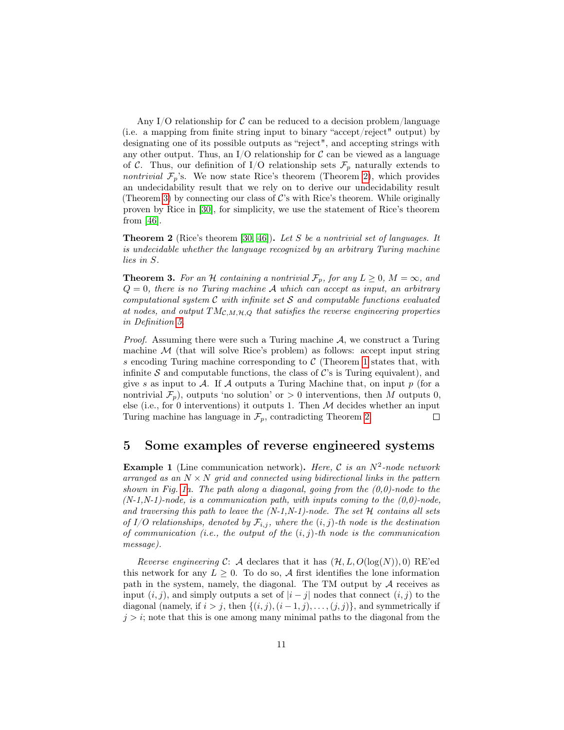Any I/O relationship for $\mathcal{C}$ can be reduced to a decision problem/language (i.e. a mapping from finite string input to binary "accept/reject" output) by designating one of its possible outputs as "reject", and accepting strings with any other output. Thus, an I/O relationship for $\mathcal{C}$ can be viewed as a language of $\mathcal{C}$. Thus, our definition of I/O relationship sets $\mathcal{F}_p$ naturally extends to *nontrivial* $\mathcal{F}_p$'s. We now state Rice's theorem (Theorem 2), which provides an undecidability result that we rely on to derive our undecidability result (Theorem 3) by connecting our class of $\mathcal{C}$'s with Rice's theorem. While originally proven by Rice in [30], for simplicity, we use the statement of Rice's theorem from [46].

**Theorem 2** (Rice's theorem [30, 46])**.** *Let $S$ be a nontrivial set of languages. It is undecidable whether the language recognized by an arbitrary Turing machine lies in $S$.*

**Theorem 3.** *For an $\mathcal{H}$ containing a nontrivial $\mathcal{F}_p$, for any $L \geq 0$, $M = \infty$, and $Q = 0$, there is no Turing machine $\mathcal{A}$ which can accept as input, an arbitrary computational system $\mathcal{C}$ with infinite set $\mathcal{S}$ and computable functions evaluated at nodes, and output $TM_{\mathcal{C},M,\mathcal{H},Q}$ that satisfies the reverse engineering properties in Definition 5.*

*Proof.* Assuming there were such a Turing machine $\mathcal{A}$, we construct a Turing machine $\mathcal{M}$ (that will solve Rice's problem) as follows: accept input string $s$ encoding Turing machine corresponding to $\mathcal{C}$ (Theorem 1 states that, with infinite $\mathcal{S}$ and computable functions, the class of $\mathcal{C}$'s is Turing equivalent), and give $s$ as input to $\mathcal{A}$. If $\mathcal{A}$ outputs a Turing Machine that, on input $p$ (for a nontrivial $\mathcal{F}_p$), outputs 'no solution' or $> 0$ interventions, then $M$ outputs 0, else (i.e., for 0 interventions) it outputs 1. Then $\mathcal{M}$ decides whether an input Turing machine has language in $\mathcal{F}_p$, contradicting Theorem 2. □

## 5 Some examples of reverse engineered systems

**Example 1** (Line communication network)**.** *Here, $\mathcal{C}$ is an $N^2$-node network arranged as an $N \times N$ grid and connected using bidirectional links in the pattern shown in Fig. 1a. The path along a diagonal, going from the (0,0)-node to the (N-1,N-1)-node, is a communication path, with inputs coming to the (0,0)-node, and traversing this path to leave the (N-1,N-1)-node. The set $\mathcal{H}$ contains all sets of I/O relationships, denoted by $\mathcal{F}_{i,j}$, where the $(i,j)$-th node is the destination of communication (i.e., the output of the $(i,j)$-th node is the communication message).*

*Reverse engineering $\mathcal{C}$*: $\mathcal{A}$ declares that it has $(\mathcal{H}, L, O(\log(N)), 0)$ RE'ed this network for any $L \geq 0$. To do so, $\mathcal{A}$ first identifies the lone information path in the system, namely, the diagonal. The TM output by $\mathcal{A}$ receives as input $(i,j)$, and simply outputs a set of $|i-j|$ nodes that connect $(i,j)$ to the diagonal (namely, if $i > j$, then $\{(i,j),(i-1,j),\ldots,(j,j)\}$, and symmetrically if $j > i$; note that this is one among many minimal paths to the diagonal from the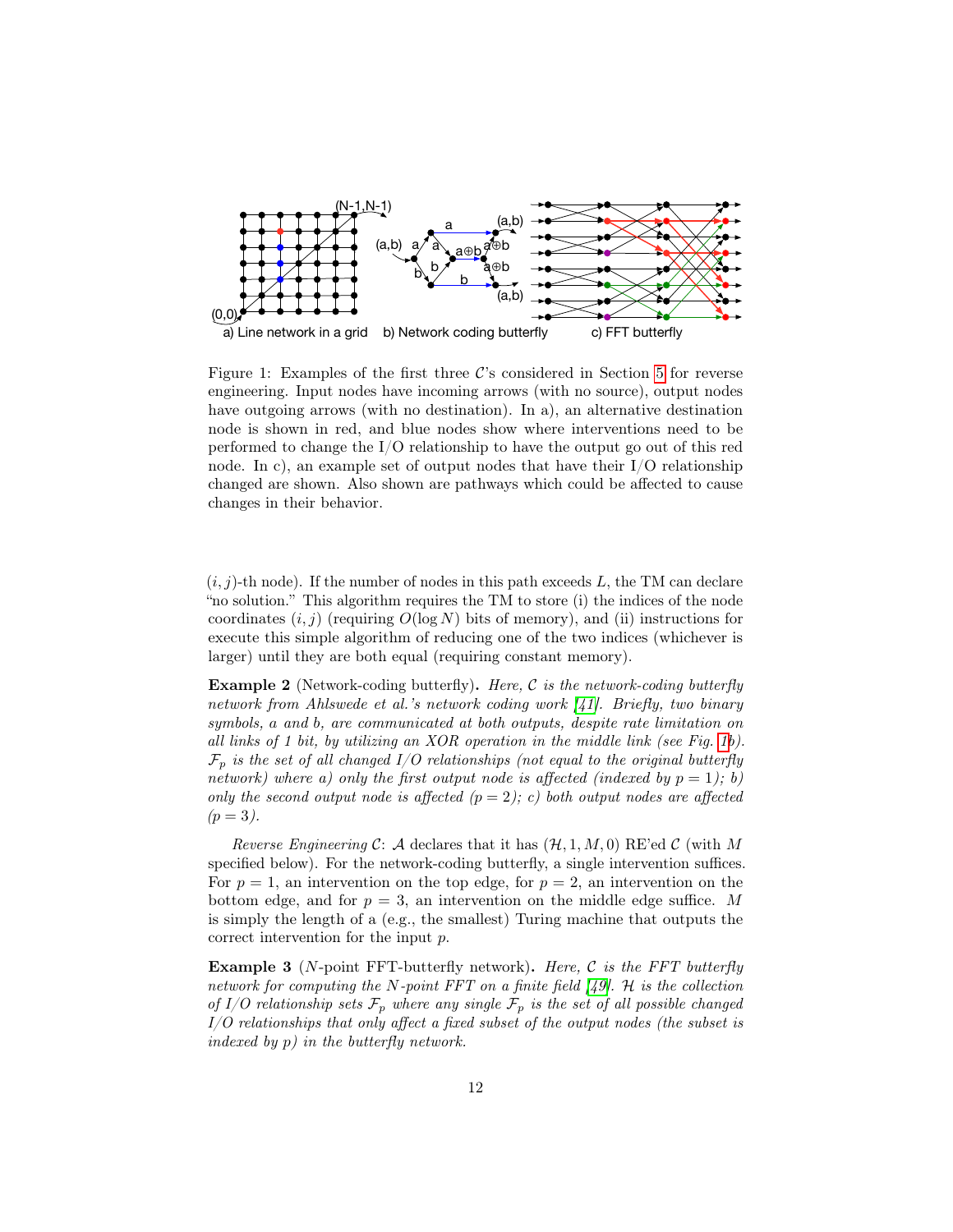Figure 1: Examples of the first three $\mathcal{C}$'s considered in Section 5 for reverse engineering. Input nodes have incoming arrows (with no source), output nodes have outgoing arrows (with no destination). In a), an alternative destination node is shown in red, and blue nodes show where interventions need to be performed to change the I/O relationship to have the output go out of this red node. In c), an example set of output nodes that have their I/O relationship changed are shown. Also shown are pathways which could be affected to cause changes in their behavior.

$(i, j)$-th node). If the number of nodes in this path exceeds $L$, the TM can declare "no solution." This algorithm requires the TM to store (i) the indices of the node coordinates $(i, j)$ (requiring $O(\log N)$ bits of memory), and (ii) instructions for execute this simple algorithm of reducing one of the two indices (whichever is larger) until they are both equal (requiring constant memory).

**Example 2** (Network-coding butterfly)**.** *Here, $\mathcal{C}$ is the network-coding butterfly network from Ahlswede et al.'s network coding work [41]. Briefly, two binary symbols, a and b, are communicated at both outputs, despite rate limitation on all links of 1 bit, by utilizing an XOR operation in the middle link (see Fig. 1b). $\mathcal{F}_p$ is the set of all changed I/O relationships (not equal to the original butterfly network) where a) only the first output node is affected (indexed by $p = 1$); b) only the second output node is affected ($p = 2$); c) both output nodes are affected ($p = 3$).*

*Reverse Engineering $\mathcal{C}$*: $\mathcal{A}$ declares that it has $(\mathcal{H}, 1, M, 0)$ RE'ed $\mathcal{C}$ (with $M$ specified below). For the network-coding butterfly, a single intervention suffices. For $p = 1$, an intervention on the top edge, for $p = 2$, an intervention on the bottom edge, and for $p = 3$, an intervention on the middle edge suffice. $M$ is simply the length of a (e.g., the smallest) Turing machine that outputs the correct intervention for the input $p$.

**Example 3** ($N$-point FFT-butterfly network)**.** *Here, $\mathcal{C}$ is the FFT butterfly network for computing the $N$-point FFT on a finite field [49]. $\mathcal{H}$ is the collection of I/O relationship sets $\mathcal{F}_p$ where any single $\mathcal{F}_p$ is the set of all possible changed I/O relationships that only affect a fixed subset of the output nodes (the subset is indexed by $p$) in the butterfly network.*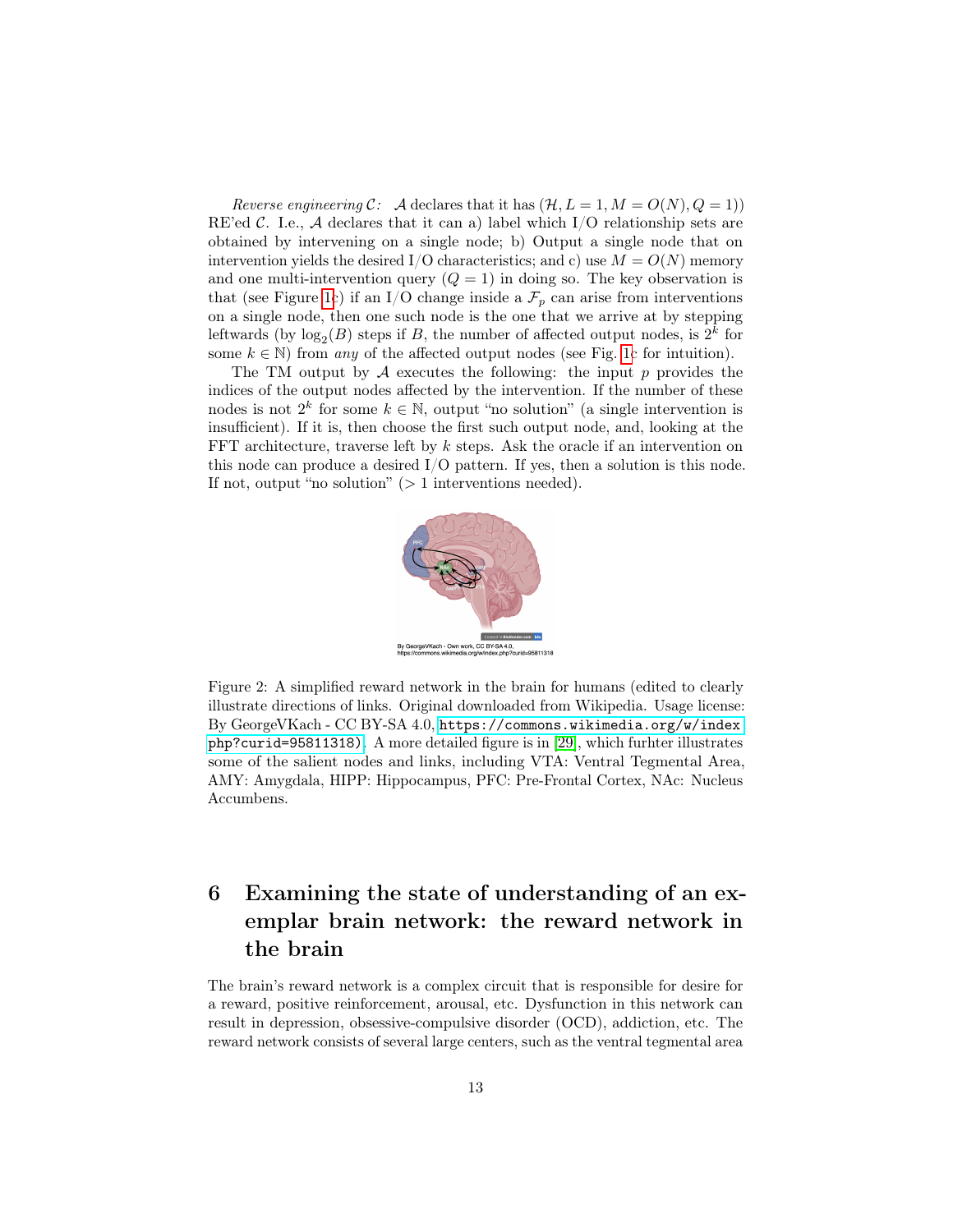*Reverse engineering $\mathcal{C}$:* $\mathcal{A}$ declares that it has $(\mathcal{H}, L = 1, M = O(N), Q = 1)$ RE'ed $\mathcal{C}$. I.e., $\mathcal{A}$ declares that it can a) label which I/O relationship sets are obtained by intervening on a single node; b) Output a single node that on intervention yields the desired I/O characteristics; and c) use $M = O(N)$ memory and one multi-intervention query ($Q = 1$) in doing so. The key observation is that (see Figure 1c) if an I/O change inside a $\mathcal{F}_p$ can arise from interventions on a single node, then one such node is the one that we arrive at by stepping leftwards (by $\log_2(B)$ steps if $B$, the number of affected output nodes, is $2^k$ for some $k \in \mathbb{N}$) from *any* of the affected output nodes (see Fig. 1c for intuition).

The TM output by $\mathcal{A}$ executes the following: the input $p$ provides the indices of the output nodes affected by the intervention. If the number of these nodes is not $2^k$ for some $k \in \mathbb{N}$, output "no solution" (a single intervention is insufficient). If it is, then choose the first such output node, and, looking at the FFT architecture, traverse left by $k$ steps. Ask the oracle if an intervention on this node can produce a desired I/O pattern. If yes, then a solution is this node. If not, output "no solution" ($> 1$ interventions needed).

Figure 2: A simplified reward network in the brain for humans (edited to clearly illustrate directions of links. Original downloaded from Wikipedia. Usage license: By GeorgeVKach - CC BY-SA 4.0, https://commons.wikimedia.org/w/index.php?curid=95811318). A more detailed figure is in [29], which furhter illustrates some of the salient nodes and links, including VTA: Ventral Tegmental Area, AMY: Amygdala, HIPP: Hippocampus, PFC: Pre-Frontal Cortex, NAc: Nucleus Accumbens.

# 6 Examining the state of understanding of an exemplar brain network: the reward network in the brain

The brain's reward network is a complex circuit that is responsible for desire for a reward, positive reinforcement, arousal, etc. Dysfunction in this network can result in depression, obsessive-compulsive disorder (OCD), addiction, etc. The reward network consists of several large centers, such as the ventral tegmental area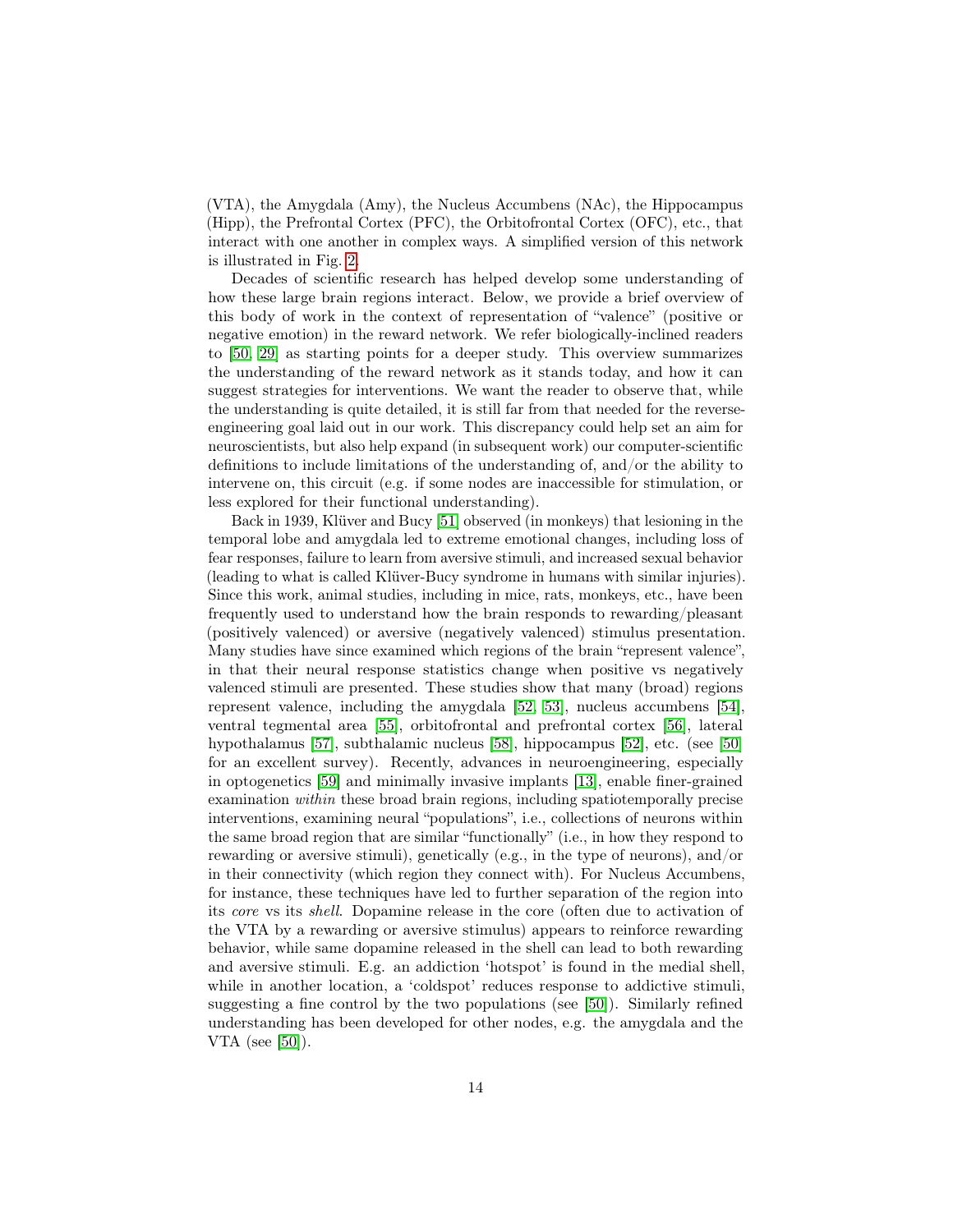(VTA), the Amygdala (Amy), the Nucleus Accumbens (NAc), the Hippocampus (Hipp), the Prefrontal Cortex (PFC), the Orbitofrontal Cortex (OFC), etc., that interact with one another in complex ways. A simplified version of this network is illustrated in Fig. 2.

Decades of scientific research has helped develop some understanding of how these large brain regions interact. Below, we provide a brief overview of this body of work in the context of representation of "valence" (positive or negative emotion) in the reward network. We refer biologically-inclined readers to [50, 29] as starting points for a deeper study. This overview summarizes the understanding of the reward network as it stands today, and how it can suggest strategies for interventions. We want the reader to observe that, while the understanding is quite detailed, it is still far from that needed for the reverse-engineering goal laid out in our work. This discrepancy could help set an aim for neuroscientists, but also help expand (in subsequent work) our computer-scientific definitions to include limitations of the understanding of, and/or the ability to intervene on, this circuit (e.g. if some nodes are inaccessible for stimulation, or less explored for their functional understanding).

Back in 1939, Klüver and Bucy [51] observed (in monkeys) that lesioning in the temporal lobe and amygdala led to extreme emotional changes, including loss of fear responses, failure to learn from aversive stimuli, and increased sexual behavior (leading to what is called Klüver-Bucy syndrome in humans with similar injuries). Since this work, animal studies, including in mice, rats, monkeys, etc., have been frequently used to understand how the brain responds to rewarding/pleasant (positively valenced) or aversive (negatively valenced) stimulus presentation. Many studies have since examined which regions of the brain "represent valence", in that their neural response statistics change when positive vs negatively valenced stimuli are presented. These studies show that many (broad) regions represent valence, including the amygdala [52, 53], nucleus accumbens [54], ventral tegmental area [55], orbitofrontal and prefrontal cortex [56], lateral hypothalamus [57], subthalamic nucleus [58], hippocampus [52], etc. (see [50] for an excellent survey). Recently, advances in neuroengineering, especially in optogenetics [59] and minimally invasive implants [13], enable finer-grained examination *within* these broad brain regions, including spatiotemporally precise interventions, examining neural "populations", i.e., collections of neurons within the same broad region that are similar "functionally" (i.e., in how they respond to rewarding or aversive stimuli), genetically (e.g., in the type of neurons), and/or in their connectivity (which region they connect with). For Nucleus Accumbens, for instance, these techniques have led to further separation of the region into its *core* vs its *shell*. Dopamine release in the core (often due to activation of the VTA by a rewarding or aversive stimulus) appears to reinforce rewarding behavior, while same dopamine released in the shell can lead to both rewarding and aversive stimuli. E.g. an addiction 'hotspot' is found in the medial shell, while in another location, a 'coldspot' reduces response to addictive stimuli, suggesting a fine control by the two populations (see [50]). Similarly refined understanding has been developed for other nodes, e.g. the amygdala and the VTA (see [50]).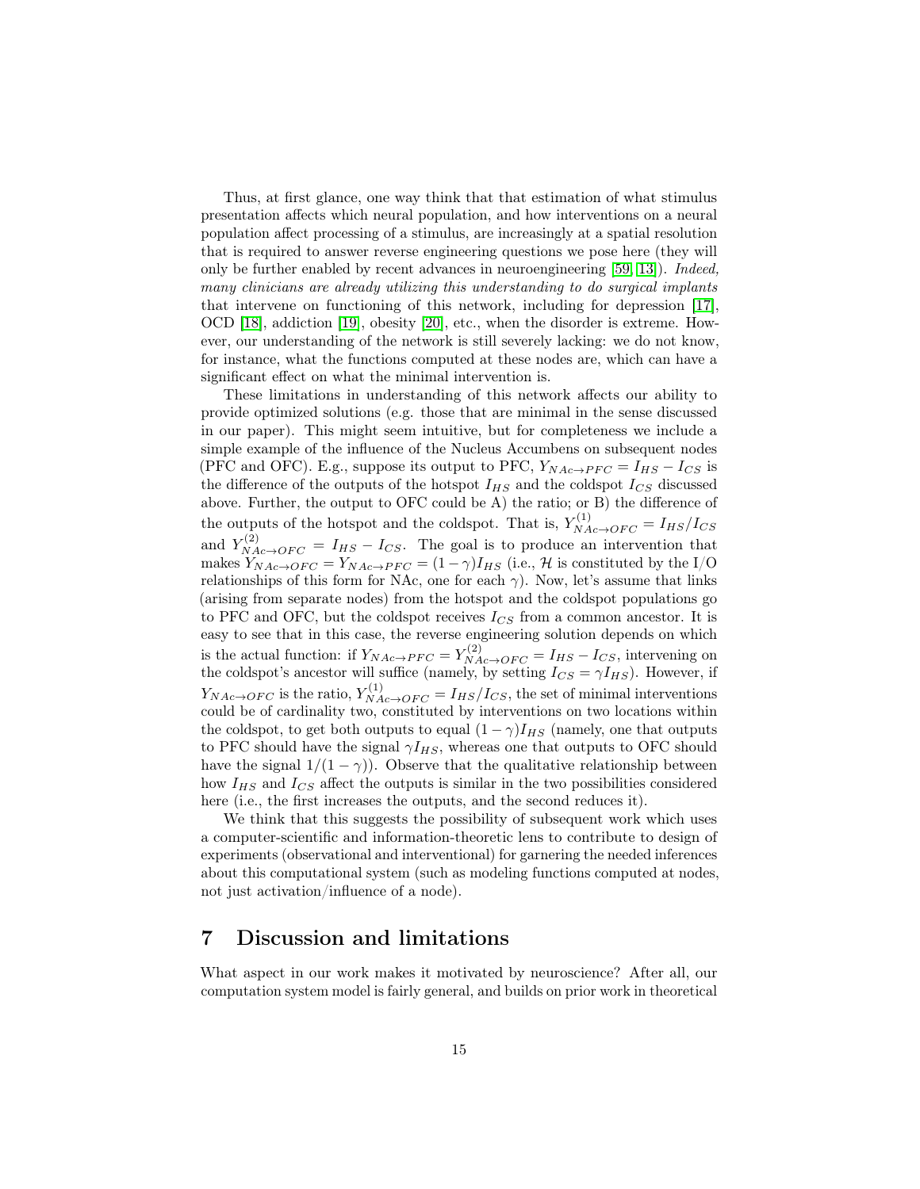Thus, at first glance, one way think that that estimation of what stimulus presentation affects which neural population, and how interventions on a neural population affect processing of a stimulus, are increasingly at a spatial resolution that is required to answer reverse engineering questions we pose here (they will only be further enabled by recent advances in neuroengineering [59, 13]). *Indeed, many clinicians are already utilizing this understanding to do surgical implants* that intervene on functioning of this network, including for depression [17], OCD [18], addiction [19], obesity [20], etc., when the disorder is extreme. However, our understanding of the network is still severely lacking: we do not know, for instance, what the functions computed at these nodes are, which can have a significant effect on what the minimal intervention is.

These limitations in understanding of this network affects our ability to provide optimized solutions (e.g. those that are minimal in the sense discussed in our paper). This might seem intuitive, but for completeness we include a simple example of the influence of the Nucleus Accumbens on subsequent nodes (PFC and OFC). E.g., suppose its output to PFC, $Y_{NAc \to PFC} = I_{HS} - I_{CS}$ is the difference of the outputs of the hotspot $I_{HS}$ and the coldspot $I_{CS}$ discussed above. Further, the output to OFC could be A) the ratio; or B) the difference of the outputs of the hotspot and the coldspot. That is, $Y^{(1)}_{NAc \to OFC} = I_{HS}/I_{CS}$ and $Y^{(2)}_{NAc \to OFC} = I_{HS} - I_{CS}$. The goal is to produce an intervention that makes $Y_{NAc \to OFC} = Y_{NAc \to PFC} = (1-\gamma)I_{HS}$ (i.e., $\mathcal{H}$ is constituted by the I/O relationships of this form for NAc, one for each $\gamma$). Now, let's assume that links (arising from separate nodes) from the hotspot and the coldspot populations go to PFC and OFC, but the coldspot receives $I_{CS}$ from a common ancestor. It is easy to see that in this case, the reverse engineering solution depends on which is the actual function: if $Y_{NAc \to PFC} = Y^{(2)}_{NAc \to OFC} = I_{HS} - I_{CS}$, intervening on the coldspot's ancestor will suffice (namely, by setting $I_{CS} = \gamma I_{HS}$). However, if $Y_{NAc \to OFC}$ is the ratio, $Y^{(1)}_{NAc \to OFC} = I_{HS}/I_{CS}$, the set of minimal interventions could be of cardinality two, constituted by interventions on two locations within the coldspot, to get both outputs to equal $(1-\gamma)I_{HS}$ (namely, one that outputs to PFC should have the signal $\gamma I_{HS}$, whereas one that outputs to OFC should have the signal $1/(1-\gamma)$). Observe that the qualitative relationship between how $I_{HS}$ and $I_{CS}$ affect the outputs is similar in the two possibilities considered here (i.e., the first increases the outputs, and the second reduces it).

We think that this suggests the possibility of subsequent work which uses a computer-scientific and information-theoretic lens to contribute to design of experiments (observational and interventional) for garnering the needed inferences about this computational system (such as modeling functions computed at nodes, not just activation/influence of a node).

# 7 Discussion and limitations

What aspect in our work makes it motivated by neuroscience? After all, our computation system model is fairly general, and builds on prior work in theoretical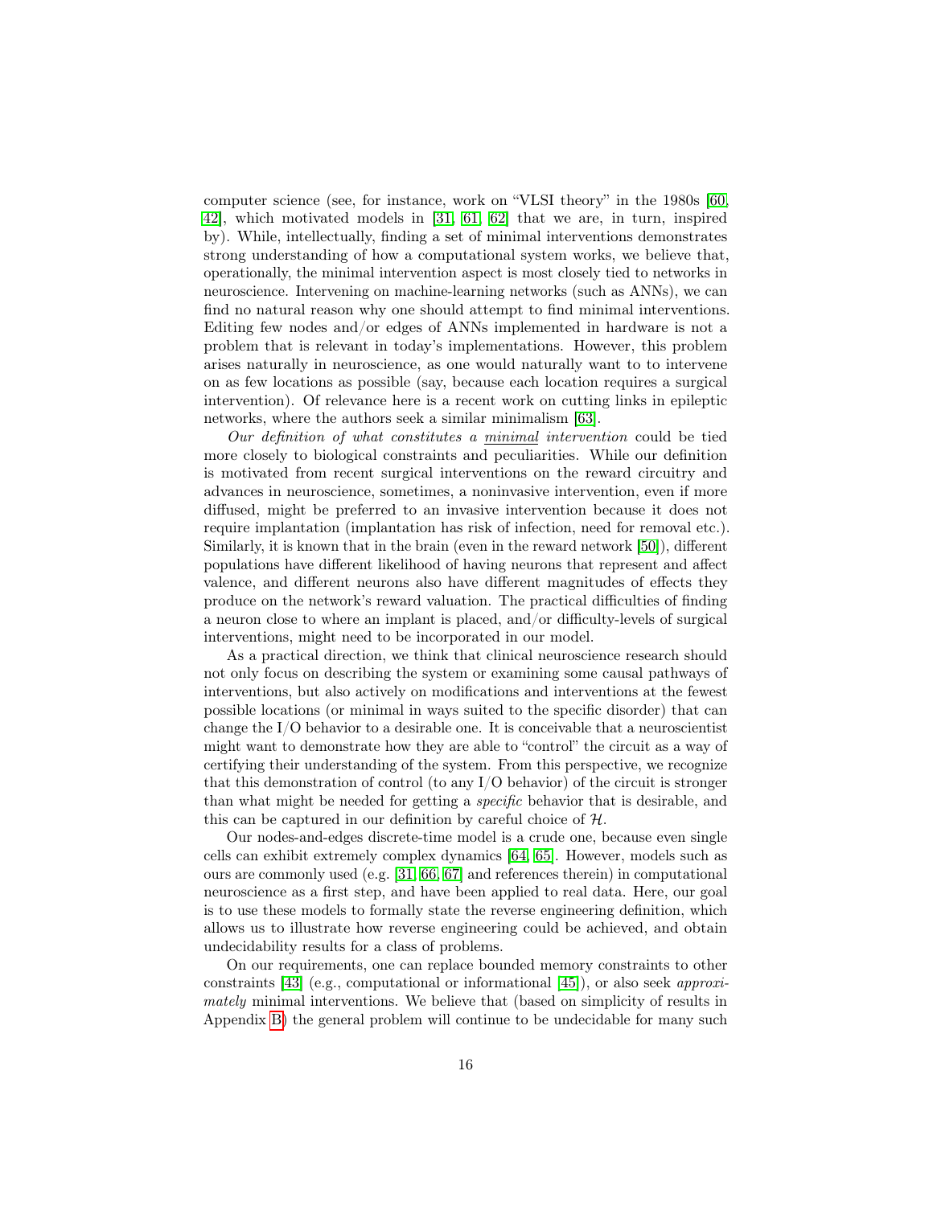computer science (see, for instance, work on "VLSI theory" in the 1980s [60, 42], which motivated models in [31, 61, 62] that we are, in turn, inspired by). While, intellectually, finding a set of minimal interventions demonstrates strong understanding of how a computational system works, we believe that, operationally, the minimal intervention aspect is most closely tied to networks in neuroscience. Intervening on machine-learning networks (such as ANNs), we can find no natural reason why one should attempt to find minimal interventions. Editing few nodes and/or edges of ANNs implemented in hardware is not a problem that is relevant in today's implementations. However, this problem arises naturally in neuroscience, as one would naturally want to to intervene on as few locations as possible (say, because each location requires a surgical intervention). Of relevance here is a recent work on cutting links in epileptic networks, where the authors seek a similar minimalism [63].

*Our definition of what constitutes a minimal intervention* could be tied more closely to biological constraints and peculiarities. While our definition is motivated from recent surgical interventions on the reward circuitry and advances in neuroscience, sometimes, a noninvasive intervention, even if more diffused, might be preferred to an invasive intervention because it does not require implantation (implantation has risk of infection, need for removal etc.). Similarly, it is known that in the brain (even in the reward network [50]), different populations have different likelihood of having neurons that represent and affect valence, and different neurons also have different magnitudes of effects they produce on the network's reward valuation. The practical difficulties of finding a neuron close to where an implant is placed, and/or difficulty-levels of surgical interventions, might need to be incorporated in our model.

As a practical direction, we think that clinical neuroscience research should not only focus on describing the system or examining some causal pathways of interventions, but also actively on modifications and interventions at the fewest possible locations (or minimal in ways suited to the specific disorder) that can change the I/O behavior to a desirable one. It is conceivable that a neuroscientist might want to demonstrate how they are able to "control" the circuit as a way of certifying their understanding of the system. From this perspective, we recognize that this demonstration of control (to any I/O behavior) of the circuit is stronger than what might be needed for getting a *specific* behavior that is desirable, and this can be captured in our definition by careful choice of $\mathcal{H}$.

Our nodes-and-edges discrete-time model is a crude one, because even single cells can exhibit extremely complex dynamics [64, 65]. However, models such as ours are commonly used (e.g. [31, 66, 67] and references therein) in computational neuroscience as a first step, and have been applied to real data. Here, our goal is to use these models to formally state the reverse engineering definition, which allows us to illustrate how reverse engineering could be achieved, and obtain undecidability results for a class of problems.

On our requirements, one can replace bounded memory constraints to other constraints [43] (e.g., computational or informational [45]), or also seek *approximately* minimal interventions. We believe that (based on simplicity of results in Appendix B) the general problem will continue to be undecidable for many such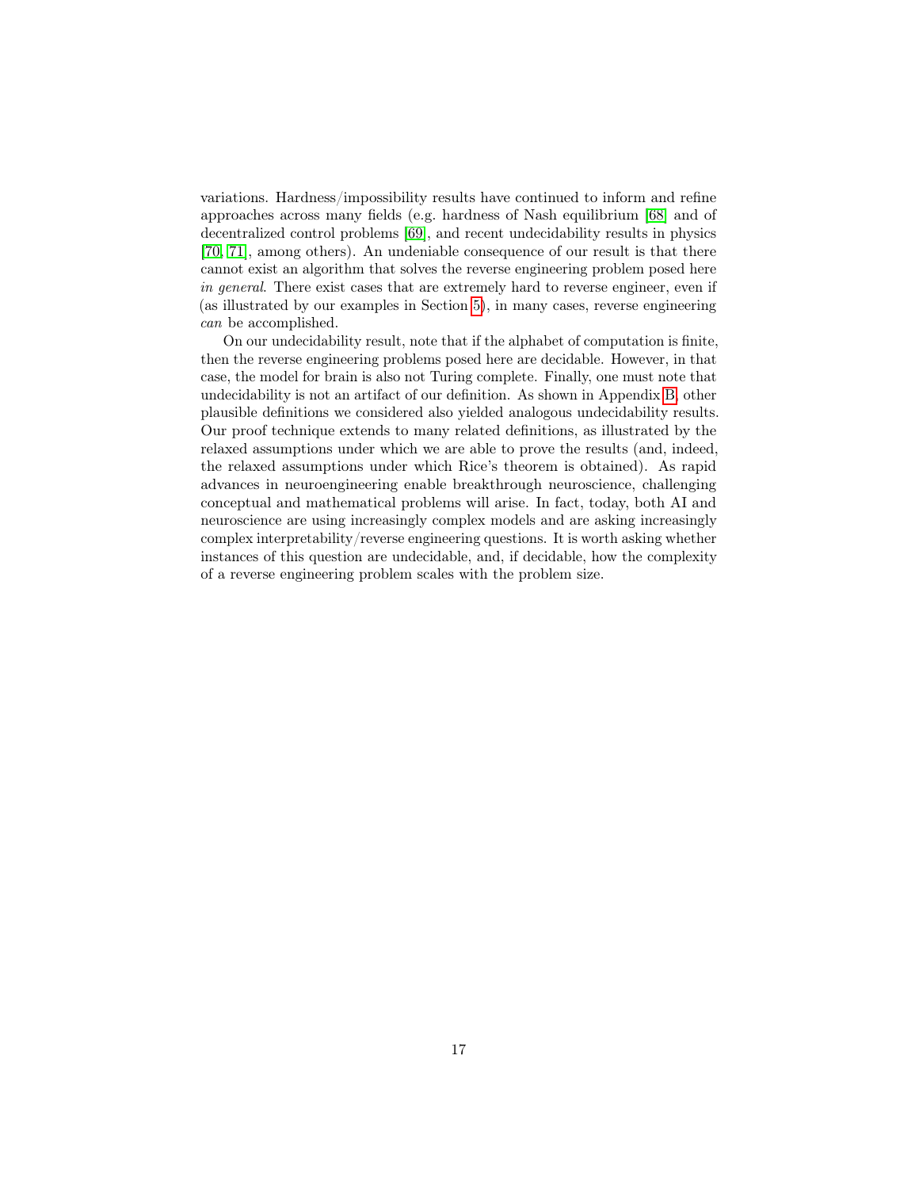variations. Hardness/impossibility results have continued to inform and refine approaches across many fields (e.g. hardness of Nash equilibrium [68] and of decentralized control problems [69], and recent undecidability results in physics [70, 71], among others). An undeniable consequence of our result is that there cannot exist an algorithm that solves the reverse engineering problem posed here *in general*. There exist cases that are extremely hard to reverse engineer, even if (as illustrated by our examples in Section 5), in many cases, reverse engineering *can* be accomplished.

On our undecidability result, note that if the alphabet of computation is finite, then the reverse engineering problems posed here are decidable. However, in that case, the model for brain is also not Turing complete. Finally, one must note that undecidability is not an artifact of our definition. As shown in Appendix B, other plausible definitions we considered also yielded analogous undecidability results. Our proof technique extends to many related definitions, as illustrated by the relaxed assumptions under which we are able to prove the results (and, indeed, the relaxed assumptions under which Rice's theorem is obtained). As rapid advances in neuroengineering enable breakthrough neuroscience, challenging conceptual and mathematical problems will arise. In fact, today, both AI and neuroscience are using increasingly complex models and are asking increasingly complex interpretability/reverse engineering questions. It is worth asking whether instances of this question are undecidable, and, if decidable, how the complexity of a reverse engineering problem scales with the problem size.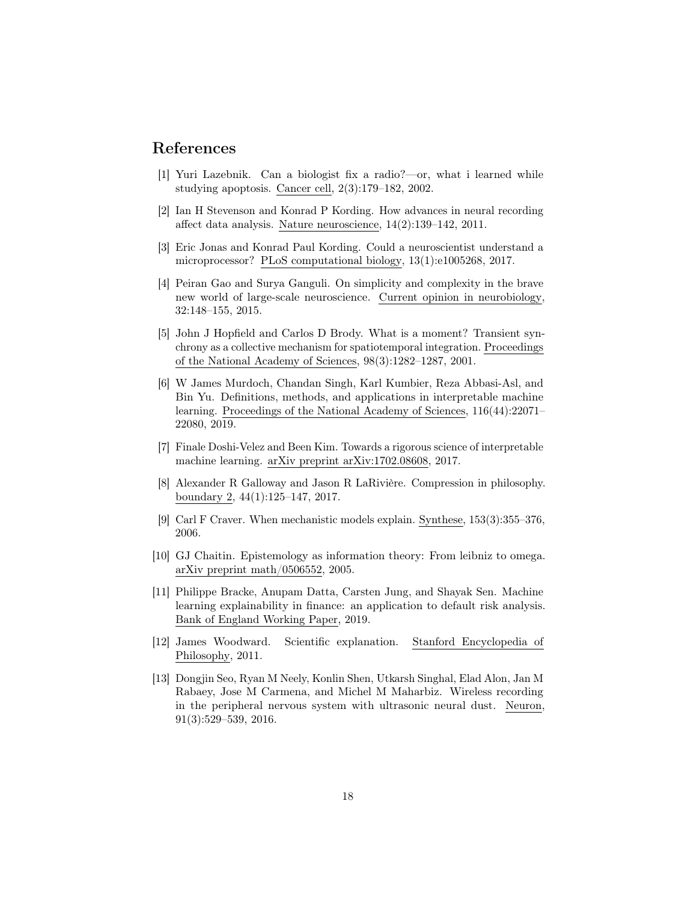## References

[1] Yuri Lazebnik. Can a biologist fix a radio?—or, what i learned while studying apoptosis. Cancer cell, 2(3):179–182, 2002.

[2] Ian H Stevenson and Konrad P Kording. How advances in neural recording affect data analysis. Nature neuroscience, 14(2):139–142, 2011.

[3] Eric Jonas and Konrad Paul Kording. Could a neuroscientist understand a microprocessor? PLoS computational biology, 13(1):e1005268, 2017.

[4] Peiran Gao and Surya Ganguli. On simplicity and complexity in the brave new world of large-scale neuroscience. Current opinion in neurobiology, 32:148–155, 2015.

[5] John J Hopfield and Carlos D Brody. What is a moment? Transient synchrony as a collective mechanism for spatiotemporal integration. Proceedings of the National Academy of Sciences, 98(3):1282–1287, 2001.

[6] W James Murdoch, Chandan Singh, Karl Kumbier, Reza Abbasi-Asl, and Bin Yu. Definitions, methods, and applications in interpretable machine learning. Proceedings of the National Academy of Sciences, 116(44):22071–22080, 2019.

[7] Finale Doshi-Velez and Been Kim. Towards a rigorous science of interpretable machine learning. arXiv preprint arXiv:1702.08608, 2017.

[8] Alexander R Galloway and Jason R LaRivière. Compression in philosophy. boundary 2, 44(1):125–147, 2017.

[9] Carl F Craver. When mechanistic models explain. Synthese, 153(3):355–376, 2006.

[10] GJ Chaitin. Epistemology as information theory: From leibniz to omega. arXiv preprint math/0506552, 2005.

[11] Philippe Bracke, Anupam Datta, Carsten Jung, and Shayak Sen. Machine learning explainability in finance: an application to default risk analysis. Bank of England Working Paper, 2019.

[12] James Woodward. Scientific explanation. Stanford Encyclopedia of Philosophy, 2011.

[13] Dongjin Seo, Ryan M Neely, Konlin Shen, Utkarsh Singhal, Elad Alon, Jan M Rabaey, Jose M Carmena, and Michel M Maharbiz. Wireless recording in the peripheral nervous system with ultrasonic neural dust. Neuron, 91(3):529–539, 2016.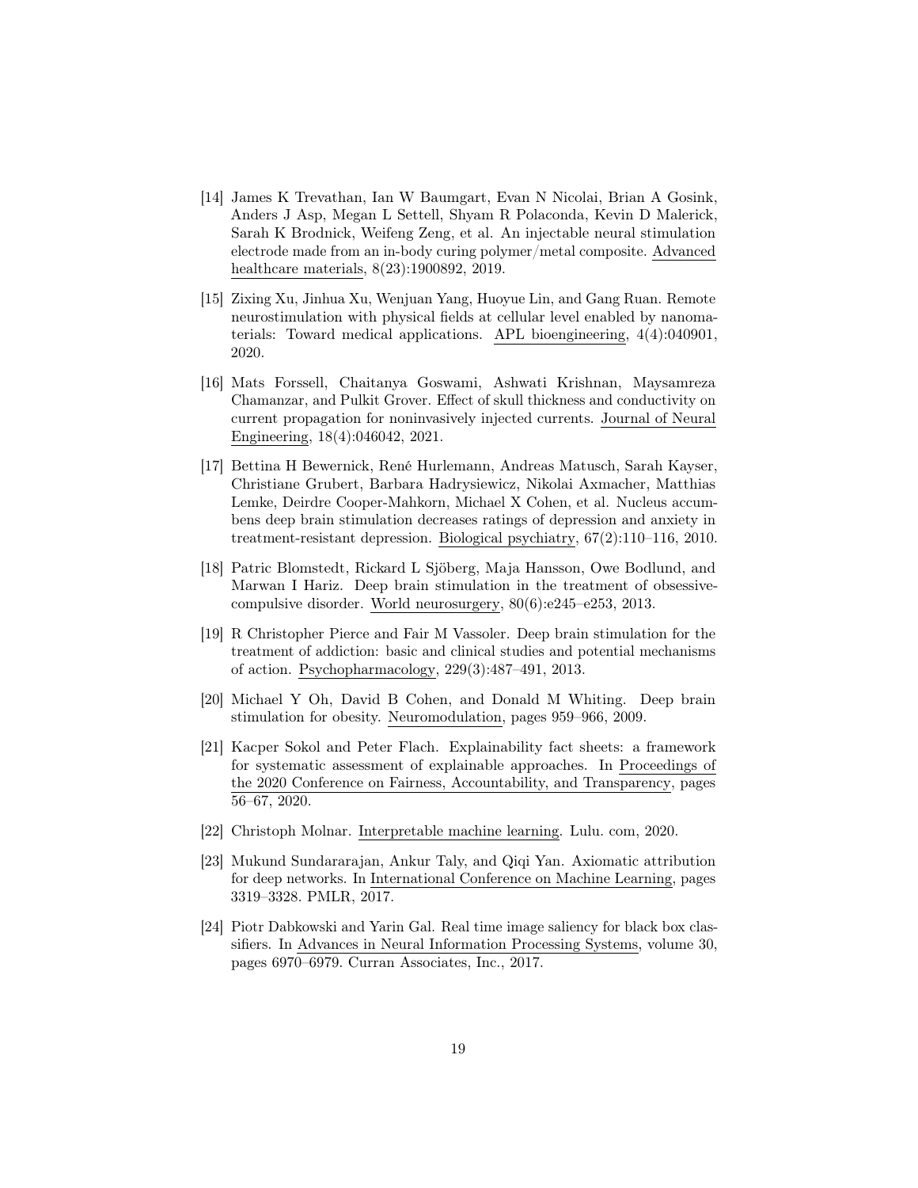[14] James K Trevathan, Ian W Baumgart, Evan N Nicolai, Brian A Gosink, Anders J Asp, Megan L Settell, Shyam R Polaconda, Kevin D Malerick, Sarah K Brodnick, Weifeng Zeng, et al. An injectable neural stimulation electrode made from an in-body curing polymer/metal composite. Advanced healthcare materials, 8(23):1900892, 2019.

[15] Zixing Xu, Jinhua Xu, Wenjuan Yang, Huoyue Lin, and Gang Ruan. Remote neurostimulation with physical fields at cellular level enabled by nanomaterials: Toward medical applications. APL bioengineering, 4(4):040901, 2020.

[16] Mats Forssell, Chaitanya Goswami, Ashwati Krishnan, Maysamreza Chamanzar, and Pulkit Grover. Effect of skull thickness and conductivity on current propagation for noninvasively injected currents. Journal of Neural Engineering, 18(4):046042, 2021.

[17] Bettina H Bewernick, René Hurlemann, Andreas Matusch, Sarah Kayser, Christiane Grubert, Barbara Hadrysiewicz, Nikolai Axmacher, Matthias Lemke, Deirdre Cooper-Mahkorn, Michael X Cohen, et al. Nucleus accumbens deep brain stimulation decreases ratings of depression and anxiety in treatment-resistant depression. Biological psychiatry, 67(2):110–116, 2010.

[18] Patric Blomstedt, Rickard L Sjöberg, Maja Hansson, Owe Bodlund, and Marwan I Hariz. Deep brain stimulation in the treatment of obsessive-compulsive disorder. World neurosurgery, 80(6):e245–e253, 2013.

[19] R Christopher Pierce and Fair M Vassoler. Deep brain stimulation for the treatment of addiction: basic and clinical studies and potential mechanisms of action. Psychopharmacology, 229(3):487–491, 2013.

[20] Michael Y Oh, David B Cohen, and Donald M Whiting. Deep brain stimulation for obesity. Neuromodulation, pages 959–966, 2009.

[21] Kacper Sokol and Peter Flach. Explainability fact sheets: a framework for systematic assessment of explainable approaches. In Proceedings of the 2020 Conference on Fairness, Accountability, and Transparency, pages 56–67, 2020.

[22] Christoph Molnar. Interpretable machine learning. Lulu. com, 2020.

[23] Mukund Sundararajan, Ankur Taly, and Qiqi Yan. Axiomatic attribution for deep networks. In International Conference on Machine Learning, pages 3319–3328. PMLR, 2017.

[24] Piotr Dabkowski and Yarin Gal. Real time image saliency for black box classifiers. In Advances in Neural Information Processing Systems, volume 30, pages 6970–6979. Curran Associates, Inc., 2017.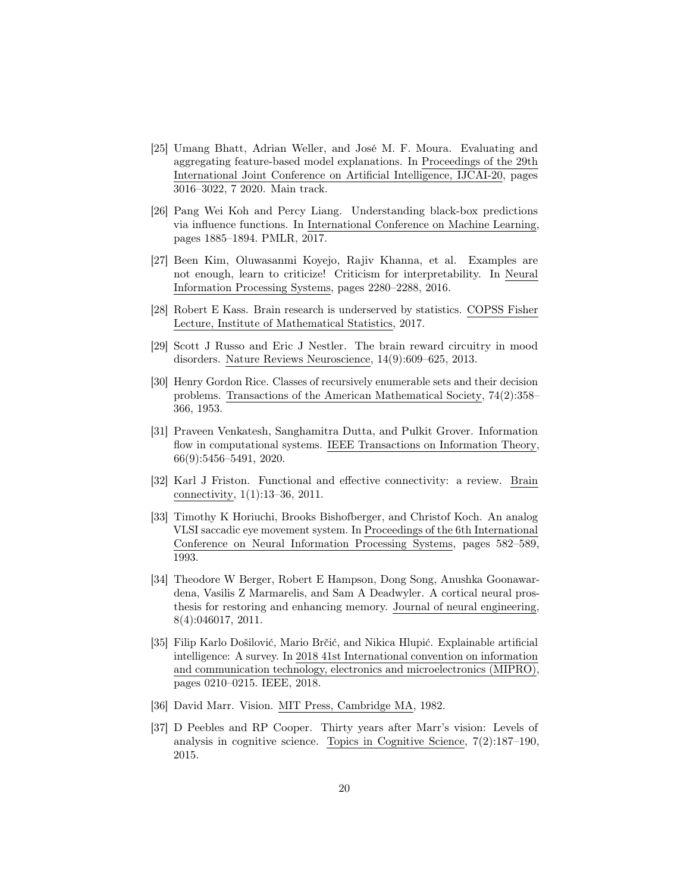[25] Umang Bhatt, Adrian Weller, and José M. F. Moura. Evaluating and aggregating feature-based model explanations. In Proceedings of the 29th International Joint Conference on Artificial Intelligence, IJCAI-20, pages 3016–3022, 7 2020. Main track.

[26] Pang Wei Koh and Percy Liang. Understanding black-box predictions via influence functions. In International Conference on Machine Learning, pages 1885–1894. PMLR, 2017.

[27] Been Kim, Oluwasanmi Koyejo, Rajiv Khanna, et al. Examples are not enough, learn to criticize! Criticism for interpretability. In Neural Information Processing Systems, pages 2280–2288, 2016.

[28] Robert E Kass. Brain research is underserved by statistics. COPSS Fisher Lecture, Institute of Mathematical Statistics, 2017.

[29] Scott J Russo and Eric J Nestler. The brain reward circuitry in mood disorders. Nature Reviews Neuroscience, 14(9):609–625, 2013.

[30] Henry Gordon Rice. Classes of recursively enumerable sets and their decision problems. Transactions of the American Mathematical Society, 74(2):358–366, 1953.

[31] Praveen Venkatesh, Sanghamitra Dutta, and Pulkit Grover. Information flow in computational systems. IEEE Transactions on Information Theory, 66(9):5456–5491, 2020.

[32] Karl J Friston. Functional and effective connectivity: a review. Brain connectivity, 1(1):13–36, 2011.

[33] Timothy K Horiuchi, Brooks Bishofberger, and Christof Koch. An analog VLSI saccadic eye movement system. In Proceedings of the 6th International Conference on Neural Information Processing Systems, pages 582–589, 1993.

[34] Theodore W Berger, Robert E Hampson, Dong Song, Anushka Goonawardena, Vasilis Z Marmarelis, and Sam A Deadwyler. A cortical neural prosthesis for restoring and enhancing memory. Journal of neural engineering, 8(4):046017, 2011.

[35] Filip Karlo Došilović, Mario Brčić, and Nikica Hlupić. Explainable artificial intelligence: A survey. In 2018 41st International convention on information and communication technology, electronics and microelectronics (MIPRO), pages 0210–0215. IEEE, 2018.

[36] David Marr. Vision. MIT Press, Cambridge MA, 1982.

[37] D Peebles and RP Cooper. Thirty years after Marr's vision: Levels of analysis in cognitive science. Topics in Cognitive Science, 7(2):187–190, 2015.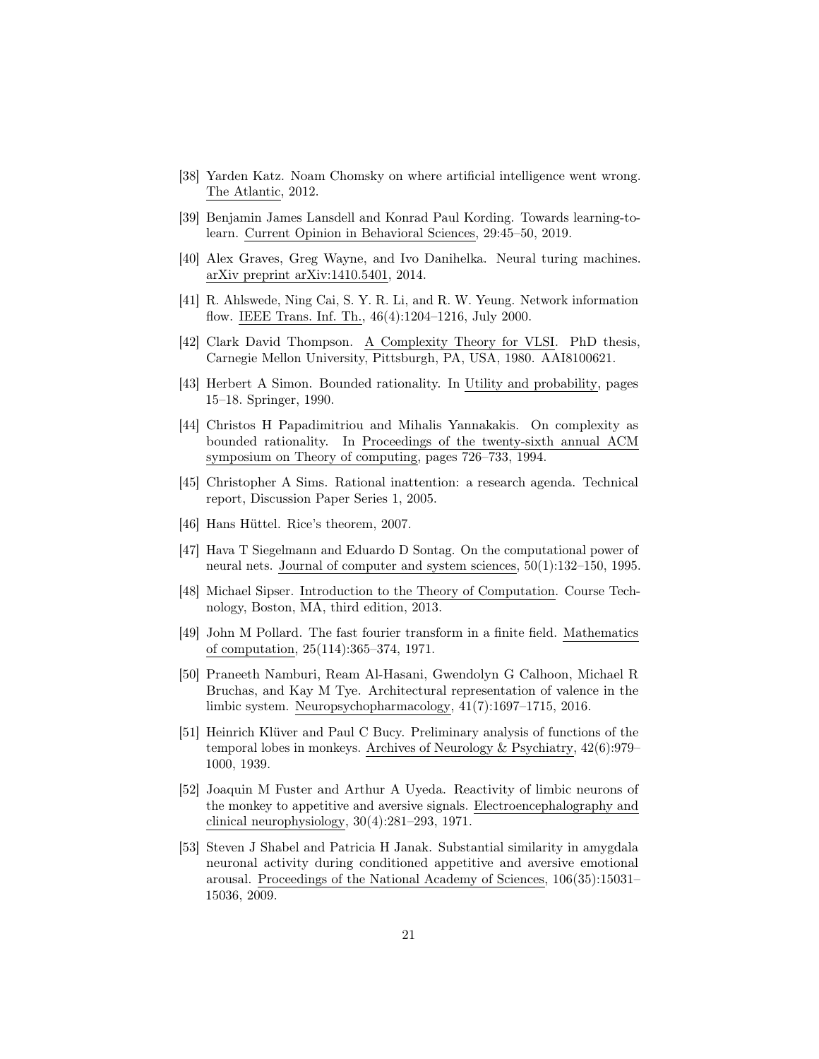[38] Yarden Katz. Noam Chomsky on where artificial intelligence went wrong. The Atlantic, 2012.

[39] Benjamin James Lansdell and Konrad Paul Kording. Towards learning-to-learn. Current Opinion in Behavioral Sciences, 29:45–50, 2019.

[40] Alex Graves, Greg Wayne, and Ivo Danihelka. Neural turing machines. arXiv preprint arXiv:1410.5401, 2014.

[41] R. Ahlswede, Ning Cai, S. Y. R. Li, and R. W. Yeung. Network information flow. IEEE Trans. Inf. Th., 46(4):1204–1216, July 2000.

[42] Clark David Thompson. A Complexity Theory for VLSI. PhD thesis, Carnegie Mellon University, Pittsburgh, PA, USA, 1980. AAI8100621.

[43] Herbert A Simon. Bounded rationality. In Utility and probability, pages 15–18. Springer, 1990.

[44] Christos H Papadimitriou and Mihalis Yannakakis. On complexity as bounded rationality. In Proceedings of the twenty-sixth annual ACM symposium on Theory of computing, pages 726–733, 1994.

[45] Christopher A Sims. Rational inattention: a research agenda. Technical report, Discussion Paper Series 1, 2005.

[46] Hans Hüttel. Rice's theorem, 2007.

[47] Hava T Siegelmann and Eduardo D Sontag. On the computational power of neural nets. Journal of computer and system sciences, 50(1):132–150, 1995.

[48] Michael Sipser. Introduction to the Theory of Computation. Course Technology, Boston, MA, third edition, 2013.

[49] John M Pollard. The fast fourier transform in a finite field. Mathematics of computation, 25(114):365–374, 1971.

[50] Praneeth Namburi, Ream Al-Hasani, Gwendolyn G Calhoon, Michael R Bruchas, and Kay M Tye. Architectural representation of valence in the limbic system. Neuropsychopharmacology, 41(7):1697–1715, 2016.

[51] Heinrich Klüver and Paul C Bucy. Preliminary analysis of functions of the temporal lobes in monkeys. Archives of Neurology & Psychiatry, 42(6):979–1000, 1939.

[52] Joaquin M Fuster and Arthur A Uyeda. Reactivity of limbic neurons of the monkey to appetitive and aversive signals. Electroencephalography and clinical neurophysiology, 30(4):281–293, 1971.

[53] Steven J Shabel and Patricia H Janak. Substantial similarity in amygdala neuronal activity during conditioned appetitive and aversive emotional arousal. Proceedings of the National Academy of Sciences, 106(35):15031–15036, 2009.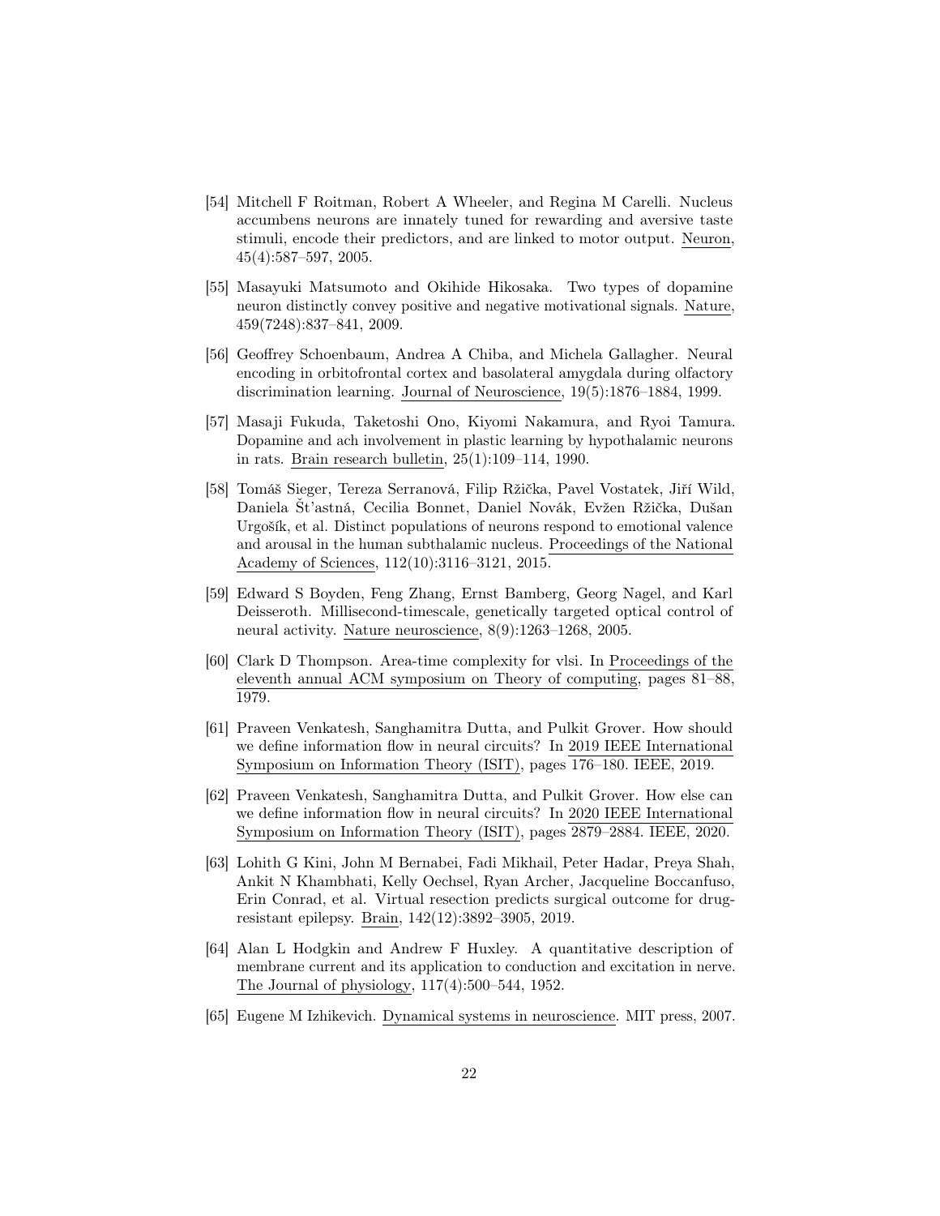[54] Mitchell F Roitman, Robert A Wheeler, and Regina M Carelli. Nucleus accumbens neurons are innately tuned for rewarding and aversive taste stimuli, encode their predictors, and are linked to motor output. Neuron, 45(4):587–597, 2005.

[55] Masayuki Matsumoto and Okihide Hikosaka. Two types of dopamine neuron distinctly convey positive and negative motivational signals. Nature, 459(7248):837–841, 2009.

[56] Geoffrey Schoenbaum, Andrea A Chiba, and Michela Gallagher. Neural encoding in orbitofrontal cortex and basolateral amygdala during olfactory discrimination learning. Journal of Neuroscience, 19(5):1876–1884, 1999.

[57] Masaji Fukuda, Taketoshi Ono, Kiyomi Nakamura, and Ryoi Tamura. Dopamine and ach involvement in plastic learning by hypothalamic neurons in rats. Brain research bulletin, 25(1):109–114, 1990.

[58] Tomáš Sieger, Tereza Serranová, Filip Ržička, Pavel Vostatek, Jiří Wild, Daniela Šť'astná, Cecilia Bonnet, Daniel Novák, Evžen Ržička, Dušan Urgošík, et al. Distinct populations of neurons respond to emotional valence and arousal in the human subthalamic nucleus. Proceedings of the National Academy of Sciences, 112(10):3116–3121, 2015.

[59] Edward S Boyden, Feng Zhang, Ernst Bamberg, Georg Nagel, and Karl Deisseroth. Millisecond-timescale, genetically targeted optical control of neural activity. Nature neuroscience, 8(9):1263–1268, 2005.

[60] Clark D Thompson. Area-time complexity for vlsi. In Proceedings of the eleventh annual ACM symposium on Theory of computing, pages 81–88, 1979.

[61] Praveen Venkatesh, Sanghamitra Dutta, and Pulkit Grover. How should we define information flow in neural circuits? In 2019 IEEE International Symposium on Information Theory (ISIT), pages 176–180. IEEE, 2019.

[62] Praveen Venkatesh, Sanghamitra Dutta, and Pulkit Grover. How else can we define information flow in neural circuits? In 2020 IEEE International Symposium on Information Theory (ISIT), pages 2879–2884. IEEE, 2020.

[63] Lohith G Kini, John M Bernabei, Fadi Mikhail, Peter Hadar, Preya Shah, Ankit N Khambhati, Kelly Oechsel, Ryan Archer, Jacqueline Boccanfuso, Erin Conrad, et al. Virtual resection predicts surgical outcome for drug-resistant epilepsy. Brain, 142(12):3892–3905, 2019.

[64] Alan L Hodgkin and Andrew F Huxley. A quantitative description of membrane current and its application to conduction and excitation in nerve. The Journal of physiology, 117(4):500–544, 1952.

[65] Eugene M Izhikevich. Dynamical systems in neuroscience. MIT press, 2007.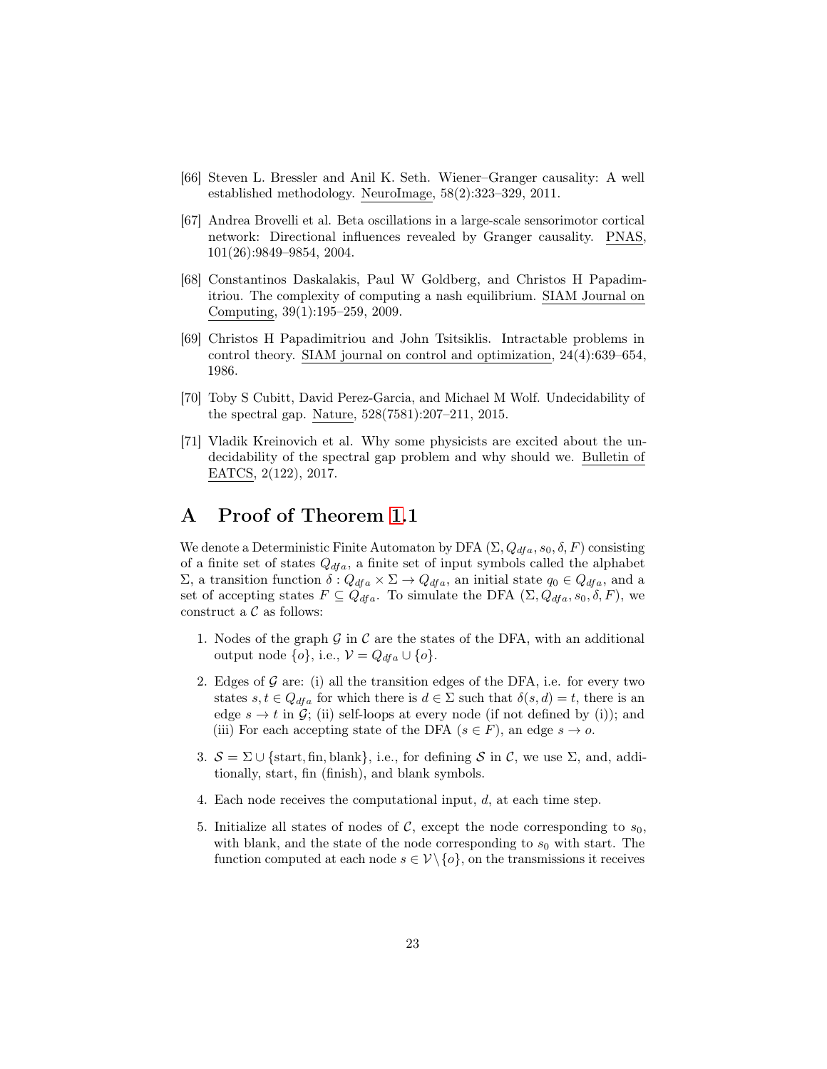[66] Steven L. Bressler and Anil K. Seth. Wiener–Granger causality: A well established methodology. NeuroImage, 58(2):323–329, 2011.

[67] Andrea Brovelli et al. Beta oscillations in a large-scale sensorimotor cortical network: Directional influences revealed by Granger causality. PNAS, 101(26):9849–9854, 2004.

[68] Constantinos Daskalakis, Paul W Goldberg, and Christos H Papadimitriou. The complexity of computing a nash equilibrium. SIAM Journal on Computing, 39(1):195–259, 2009.

[69] Christos H Papadimitriou and John Tsitsiklis. Intractable problems in control theory. SIAM journal on control and optimization, 24(4):639–654, 1986.

[70] Toby S Cubitt, David Perez-Garcia, and Michael M Wolf. Undecidability of the spectral gap. Nature, 528(7581):207–211, 2015.

[71] Vladik Kreinovich et al. Why some physicists are excited about the undecidability of the spectral gap problem and why should we. Bulletin of EATCS, 2(122), 2017.

# A Proof of Theorem 1.1

We denote a Deterministic Finite Automaton by DFA $(\Sigma, Q_{dfa}, s_0, \delta, F)$ consisting of a finite set of states $Q_{dfa}$, a finite set of input symbols called the alphabet $\Sigma$, a transition function $\delta : Q_{dfa} \times \Sigma \to Q_{dfa}$, an initial state $q_0 \in Q_{dfa}$, and a set of accepting states $F \subseteq Q_{dfa}$. To simulate the DFA $(\Sigma, Q_{dfa}, s_0, \delta, F)$, we construct a $\mathcal{C}$ as follows:

1. Nodes of the graph $\mathcal{G}$ in $\mathcal{C}$ are the states of the DFA, with an additional output node $\{o\}$, i.e., $\mathcal{V} = Q_{dfa} \cup \{o\}$.

2. Edges of $\mathcal{G}$ are: (i) all the transition edges of the DFA, i.e. for every two states $s, t \in Q_{dfa}$ for which there is $d \in \Sigma$ such that $\delta(s, d) = t$, there is an edge $s \to t$ in $\mathcal{G}$; (ii) self-loops at every node (if not defined by (i)); and (iii) For each accepting state of the DFA ($s \in F$), an edge $s \to o$.

3. $\mathcal{S} = \Sigma \cup \{\text{start}, \text{fin}, \text{blank}\}$, i.e., for defining $\mathcal{S}$ in $\mathcal{C}$, we use $\Sigma$, and, additionally, start, fin (finish), and blank symbols.

4. Each node receives the computational input, $d$, at each time step.

5. Initialize all states of nodes of $\mathcal{C}$, except the node corresponding to $s_0$, with blank, and the state of the node corresponding to $s_0$ with start. The function computed at each node $s \in \mathcal{V} \backslash \{o\}$, on the transmissions it receives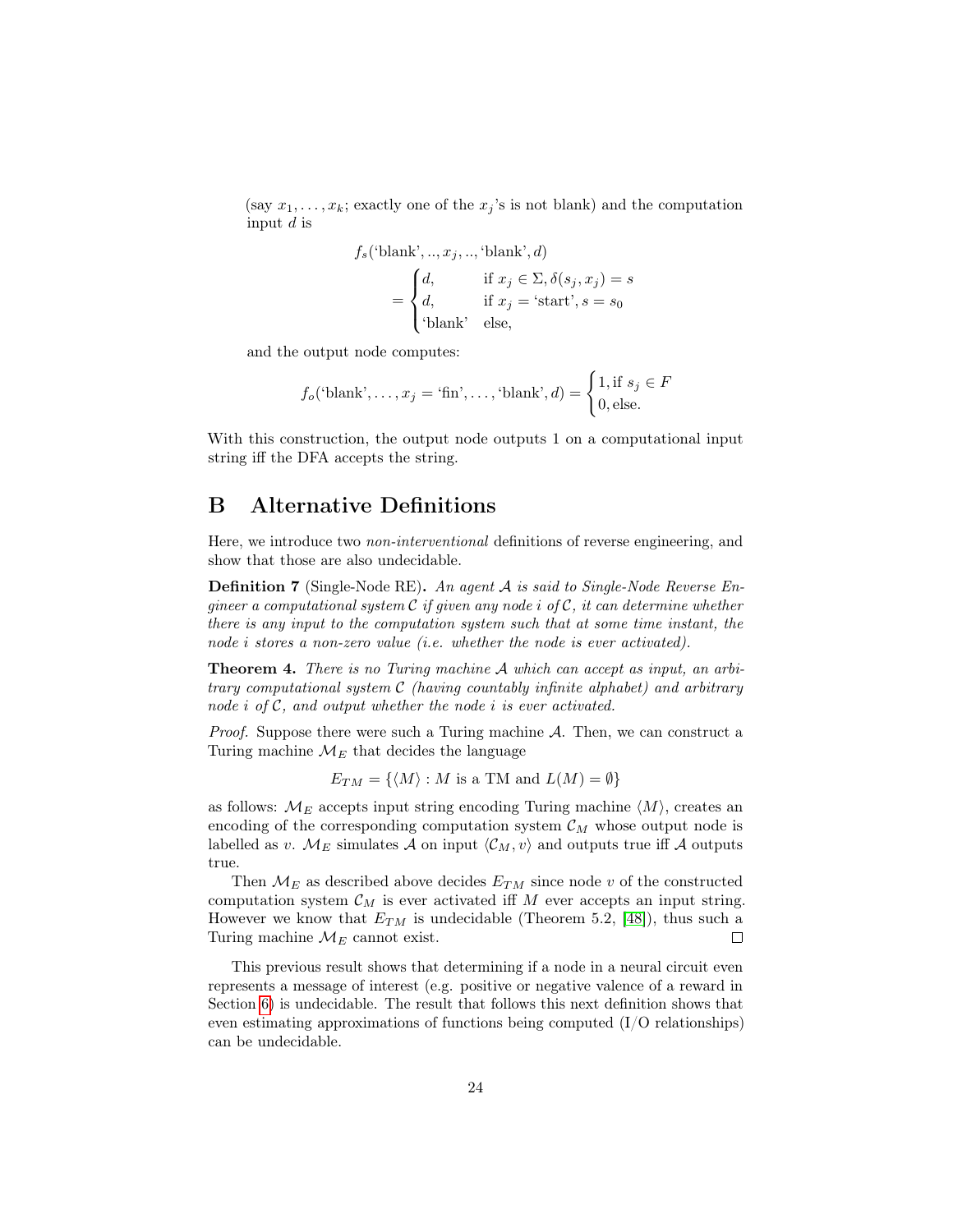(say $x_1, \ldots, x_k$; exactly one of the $x_j$'s is not blank) and the computation input $d$ is

$$f_s(\text{'blank'}, .., x_j, .., \text{'blank'}, d) = \begin{cases} d, & \text{if } x_j \in \Sigma, \delta(s_j, x_j) = s \\ d, & \text{if } x_j = \text{'start'}, s = s_0 \\ \text{'blank'} & \text{else,} \end{cases}$$

and the output node computes:

$$f_o(\text{'blank'}, \ldots, x_j = \text{'fin'}, \ldots, \text{'blank'}, d) = \begin{cases} 1, \text{if } s_j \in F \\ 0, \text{else.} \end{cases}$$

With this construction, the output node outputs 1 on a computational input string iff the DFA accepts the string.

# B Alternative Definitions

Here, we introduce two *non-interventional* definitions of reverse engineering, and show that those are also undecidable.

**Definition 7** (Single-Node RE). *An agent $\mathcal{A}$ is said to Single-Node Reverse Engineer a computational system $\mathcal{C}$ if given any node $i$ of $\mathcal{C}$, it can determine whether there is any input to the computation system such that at some time instant, the node $i$ stores a non-zero value (i.e. whether the node is ever activated).*

**Theorem 4.** *There is no Turing machine $\mathcal{A}$ which can accept as input, an arbitrary computational system $\mathcal{C}$ (having countably infinite alphabet) and arbitrary node $i$ of $\mathcal{C}$, and output whether the node $i$ is ever activated.*

*Proof.* Suppose there were such a Turing machine $\mathcal{A}$. Then, we can construct a Turing machine $\mathcal{M}_E$ that decides the language

$$E_{TM} = \{\langle M \rangle : M \text{ is a TM and } L(M) = \emptyset\}$$

as follows: $\mathcal{M}_E$ accepts input string encoding Turing machine $\langle M \rangle$, creates an encoding of the corresponding computation system $\mathcal{C}_M$ whose output node is labelled as $v$. $\mathcal{M}_E$ simulates $\mathcal{A}$ on input $\langle \mathcal{C}_M, v \rangle$ and outputs true iff $\mathcal{A}$ outputs true.

Then $\mathcal{M}_E$ as described above decides $E_{TM}$ since node $v$ of the constructed computation system $\mathcal{C}_M$ is ever activated iff $M$ ever accepts an input string. However we know that $E_{TM}$ is undecidable (Theorem 5.2, [48]), thus such a Turing machine $\mathcal{M}_E$ cannot exist. ∎

This previous result shows that determining if a node in a neural circuit even represents a message of interest (e.g. positive or negative valence of a reward in Section 6) is undecidable. The result that follows this next definition shows that even estimating approximations of functions being computed (I/O relationships) can be undecidable.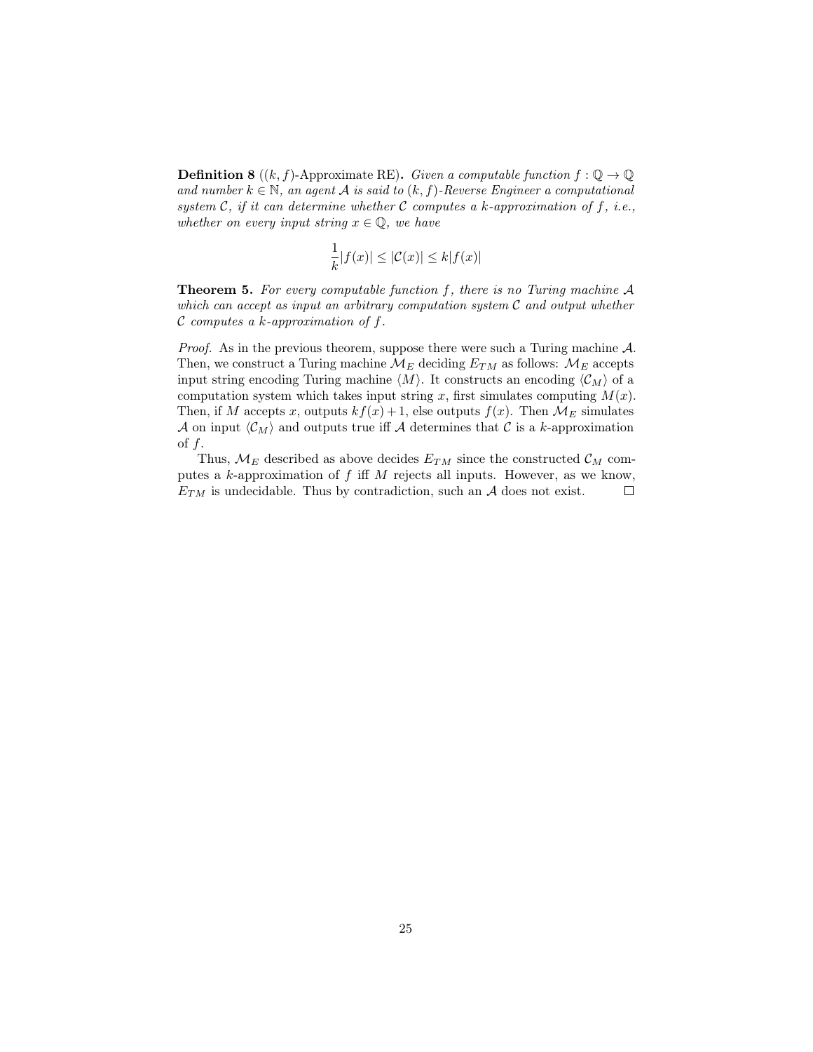**Definition 8** ($(k, f)$-Approximate RE)**.** *Given a computable function $f : \mathbb{Q} \to \mathbb{Q}$ and number $k \in \mathbb{N}$, an agent $\mathcal{A}$ is said to $(k, f)$-Reverse Engineer a computational system $\mathcal{C}$, if it can determine whether $\mathcal{C}$ computes a $k$-approximation of $f$, i.e., whether on every input string $x \in \mathbb{Q}$, we have*

$$\frac{1}{k}|f(x)| \leq |\mathcal{C}(x)| \leq k|f(x)|$$

**Theorem 5.** *For every computable function $f$, there is no Turing machine $\mathcal{A}$ which can accept as input an arbitrary computation system $\mathcal{C}$ and output whether $\mathcal{C}$ computes a $k$-approximation of $f$.*

*Proof.* As in the previous theorem, suppose there were such a Turing machine $\mathcal{A}$. Then, we construct a Turing machine $\mathcal{M}_E$ deciding $E_{TM}$ as follows: $\mathcal{M}_E$ accepts input string encoding Turing machine $\langle M \rangle$. It constructs an encoding $\langle \mathcal{C}_M \rangle$ of a computation system which takes input string $x$, first simulates computing $M(x)$. Then, if $M$ accepts $x$, outputs $kf(x)+1$, else outputs $f(x)$. Then $\mathcal{M}_E$ simulates $\mathcal{A}$ on input $\langle \mathcal{C}_M \rangle$ and outputs true iff $\mathcal{A}$ determines that $\mathcal{C}$ is a $k$-approximation of $f$.

Thus, $\mathcal{M}_E$ described as above decides $E_{TM}$ since the constructed $\mathcal{C}_M$ computes a $k$-approximation of $f$ iff $M$ rejects all inputs. However, as we know, $E_{TM}$ is undecidable. Thus by contradiction, such an $\mathcal{A}$ does not exist. $\square$